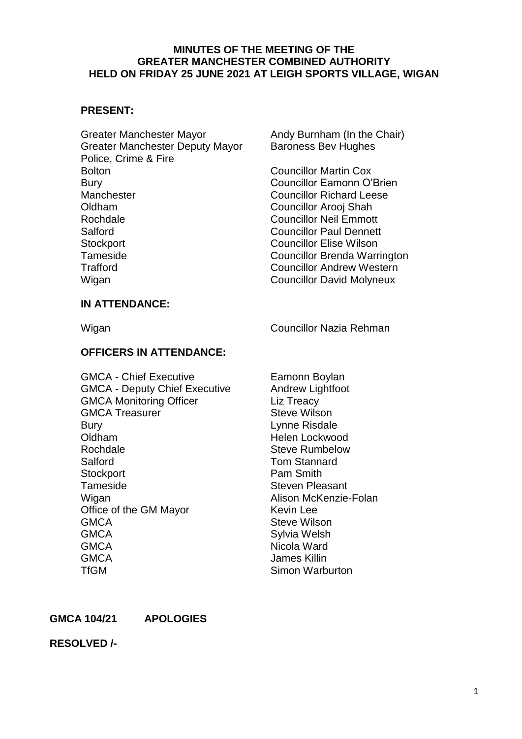# MINUTES OF THE MEETING OF THE GREATER MANCHESTER COMBINED AUTHORITY HELD ON FRIDAY 25 JUNE 2021 AT LEIGH SPORTS VILLAGE, WIGAN

## PRESENT:

| | |
|---|---|
| Greater Manchester Mayor | Andy Burnham (In the Chair) |
| Greater Manchester Deputy Mayor Police, Crime & Fire | Baroness Bev Hughes |
| Bolton | Councillor Martin Cox |
| Bury | Councillor Eamonn O'Brien |
| Manchester | Councillor Richard Leese |
| Oldham | Councillor Arooj Shah |
| Rochdale | Councillor Neil Emmott |
| Salford | Councillor Paul Dennett |
| Stockport | Councillor Elise Wilson |
| Tameside | Councillor Brenda Warrington |
| Trafford | Councillor Andrew Western |
| Wigan | Councillor David Molyneux |

## IN ATTENDANCE:

| | |
|---|---|
| Wigan | Councillor Nazia Rehman |

## OFFICERS IN ATTENDANCE:

| | |
|---|---|
| GMCA - Chief Executive | Eamonn Boylan |
| GMCA - Deputy Chief Executive | Andrew Lightfoot |
| GMCA Monitoring Officer | Liz Treacy |
| GMCA Treasurer | Steve Wilson |
| Bury | Lynne Risdale |
| Oldham | Helen Lockwood |
| Rochdale | Steve Rumbelow |
| Salford | Tom Stannard |
| Stockport | Pam Smith |
| Tameside | Steven Pleasant |
| Wigan | Alison McKenzie-Folan |
| Office of the GM Mayor | Kevin Lee |
| GMCA | Steve Wilson |
| GMCA | Sylvia Welsh |
| GMCA | Nicola Ward |
| GMCA | James Killin |
| TfGM | Simon Warburton |

**GMCA 104/21 APOLOGIES**

**RESOLVED /-**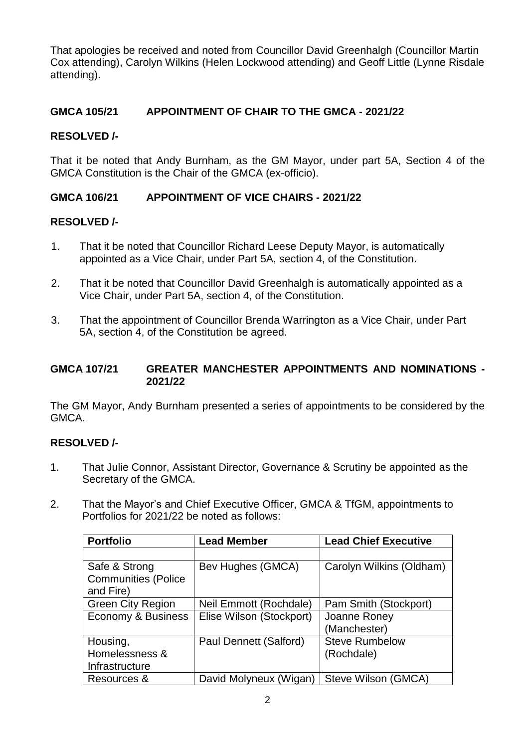That apologies be received and noted from Councillor David Greenhalgh (Councillor Martin Cox attending), Carolyn Wilkins (Helen Lockwood attending) and Geoff Little (Lynne Risdale attending).

**GMCA 105/21 APPOINTMENT OF CHAIR TO THE GMCA - 2021/22**

**RESOLVED /-**

That it be noted that Andy Burnham, as the GM Mayor, under part 5A, Section 4 of the GMCA Constitution is the Chair of the GMCA (ex-officio).

**GMCA 106/21 APPOINTMENT OF VICE CHAIRS - 2021/22**

**RESOLVED /-**

1. That it be noted that Councillor Richard Leese Deputy Mayor, is automatically appointed as a Vice Chair, under Part 5A, section 4, of the Constitution.
2. That it be noted that Councillor David Greenhalgh is automatically appointed as a Vice Chair, under Part 5A, section 4, of the Constitution.
3. That the appointment of Councillor Brenda Warrington as a Vice Chair, under Part 5A, section 4, of the Constitution be agreed.

**GMCA 107/21 GREATER MANCHESTER APPOINTMENTS AND NOMINATIONS - 2021/22**

The GM Mayor, Andy Burnham presented a series of appointments to be considered by the GMCA.

**RESOLVED /-**

1. That Julie Connor, Assistant Director, Governance & Scrutiny be appointed as the Secretary of the GMCA.
2. That the Mayor's and Chief Executive Officer, GMCA & TfGM, appointments to Portfolios for 2021/22 be noted as follows:

| Portfolio | Lead Member | Lead Chief Executive |
|---|---|---|
| | | |
| Safe & Strong Communities (Police and Fire) | Bev Hughes (GMCA) | Carolyn Wilkins (Oldham) |
| Green City Region | Neil Emmott (Rochdale) | Pam Smith (Stockport) |
| Economy & Business | Elise Wilson (Stockport) | Joanne Roney (Manchester) |
| Housing, Homelessness & Infrastructure | Paul Dennett (Salford) | Steve Rumbelow (Rochdale) |
| Resources & | David Molyneux (Wigan) | Steve Wilson (GMCA) |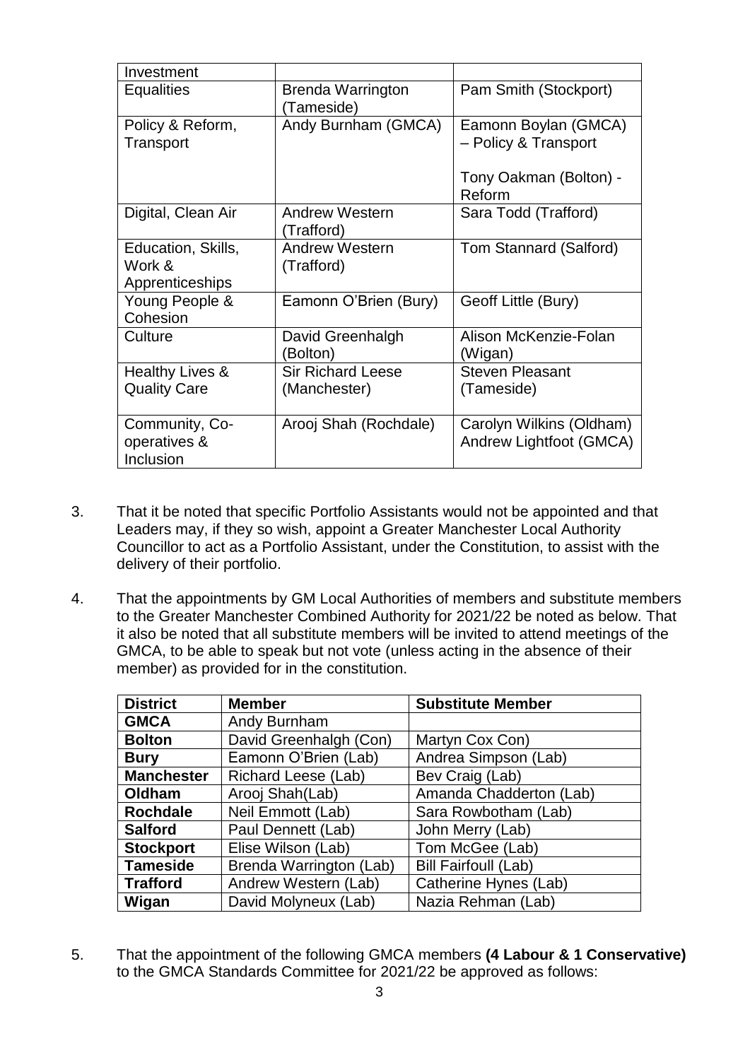| | | |
|---|---|---|
| Investment | | |
| Equalities | Brenda Warrington (Tameside) | Pam Smith (Stockport) |
| Policy & Reform, Transport | Andy Burnham (GMCA) | Eamonn Boylan (GMCA) – Policy & Transport<br><br>Tony Oakman (Bolton) - Reform |
| Digital, Clean Air | Andrew Western (Trafford) | Sara Todd (Trafford) |
| Education, Skills, Work & Apprenticeships | Andrew Western (Trafford) | Tom Stannard (Salford) |
| Young People & Cohesion | Eamonn O'Brien (Bury) | Geoff Little (Bury) |
| Culture | David Greenhalgh (Bolton) | Alison McKenzie-Folan (Wigan) |
| Healthy Lives & Quality Care | Sir Richard Leese (Manchester) | Steven Pleasant (Tameside) |
| Community, Co-operatives & Inclusion | Arooj Shah (Rochdale) | Carolyn Wilkins (Oldham)<br>Andrew Lightfoot (GMCA) |

3. That it be noted that specific Portfolio Assistants would not be appointed and that Leaders may, if they so wish, appoint a Greater Manchester Local Authority Councillor to act as a Portfolio Assistant, under the Constitution, to assist with the delivery of their portfolio.

4. That the appointments by GM Local Authorities of members and substitute members to the Greater Manchester Combined Authority for 2021/22 be noted as below. That it also be noted that all substitute members will be invited to attend meetings of the GMCA, to be able to speak but not vote (unless acting in the absence of their member) as provided for in the constitution.

| District | Member | Substitute Member |
|---|---|---|
| **GMCA** | Andy Burnham | |
| **Bolton** | David Greenhalgh (Con) | Martyn Cox Con) |
| **Bury** | Eamonn O'Brien (Lab) | Andrea Simpson (Lab) |
| **Manchester** | Richard Leese (Lab) | Bev Craig (Lab) |
| **Oldham** | Arooj Shah(Lab) | Amanda Chadderton (Lab) |
| **Rochdale** | Neil Emmott (Lab) | Sara Rowbotham (Lab) |
| **Salford** | Paul Dennett (Lab) | John Merry (Lab) |
| **Stockport** | Elise Wilson (Lab) | Tom McGee (Lab) |
| **Tameside** | Brenda Warrington (Lab) | Bill Fairfoull (Lab) |
| **Trafford** | Andrew Western (Lab) | Catherine Hynes (Lab) |
| **Wigan** | David Molyneux (Lab) | Nazia Rehman (Lab) |

5. That the appointment of the following GMCA members **(4 Labour & 1 Conservative)** to the GMCA Standards Committee for 2021/22 be approved as follows: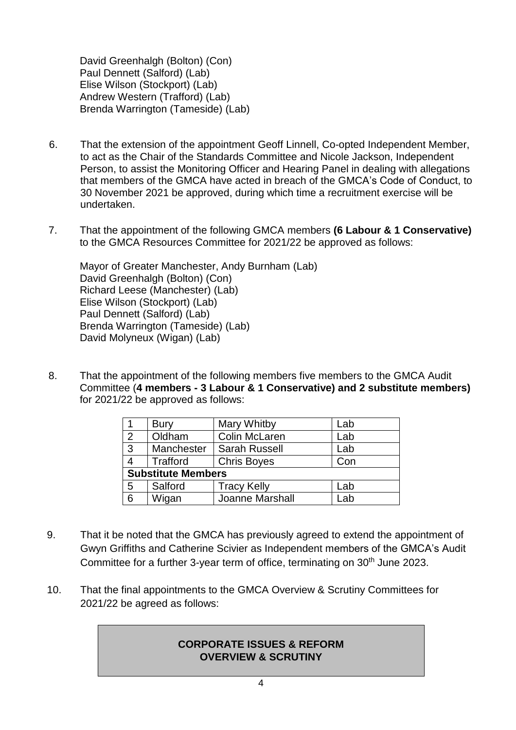David Greenhalgh (Bolton) (Con)
Paul Dennett (Salford) (Lab)
Elise Wilson (Stockport) (Lab)
Andrew Western (Trafford) (Lab)
Brenda Warrington (Tameside) (Lab)

6. That the extension of the appointment Geoff Linnell, Co-opted Independent Member, to act as the Chair of the Standards Committee and Nicole Jackson, Independent Person, to assist the Monitoring Officer and Hearing Panel in dealing with allegations that members of the GMCA have acted in breach of the GMCA's Code of Conduct, to 30 November 2021 be approved, during which time a recruitment exercise will be undertaken.

7. That the appointment of the following GMCA members **(6 Labour & 1 Conservative)** to the GMCA Resources Committee for 2021/22 be approved as follows:

   Mayor of Greater Manchester, Andy Burnham (Lab)
   David Greenhalgh (Bolton) (Con)
   Richard Leese (Manchester) (Lab)
   Elise Wilson (Stockport) (Lab)
   Paul Dennett (Salford) (Lab)
   Brenda Warrington (Tameside) (Lab)
   David Molyneux (Wigan) (Lab)

8. That the appointment of the following members five members to the GMCA Audit Committee (**4 members - 3 Labour & 1 Conservative) and 2 substitute members)** for 2021/22 be approved as follows:

| | | | |
|---|---|---|---|
| 1 | Bury | Mary Whitby | Lab |
| 2 | Oldham | Colin McLaren | Lab |
| 3 | Manchester | Sarah Russell | Lab |
| 4 | Trafford | Chris Boyes | Con |
| **Substitute Members** | | | |
| 5 | Salford | Tracy Kelly | Lab |
| 6 | Wigan | Joanne Marshall | Lab |

9. That it be noted that the GMCA has previously agreed to extend the appointment of Gwyn Griffiths and Catherine Scivier as Independent members of the GMCA's Audit Committee for a further 3-year term of office, terminating on 30th June 2023.

10. That the final appointments to the GMCA Overview & Scrutiny Committees for 2021/22 be agreed as follows:

| **CORPORATE ISSUES & REFORM OVERVIEW & SCRUTINY** |
|---|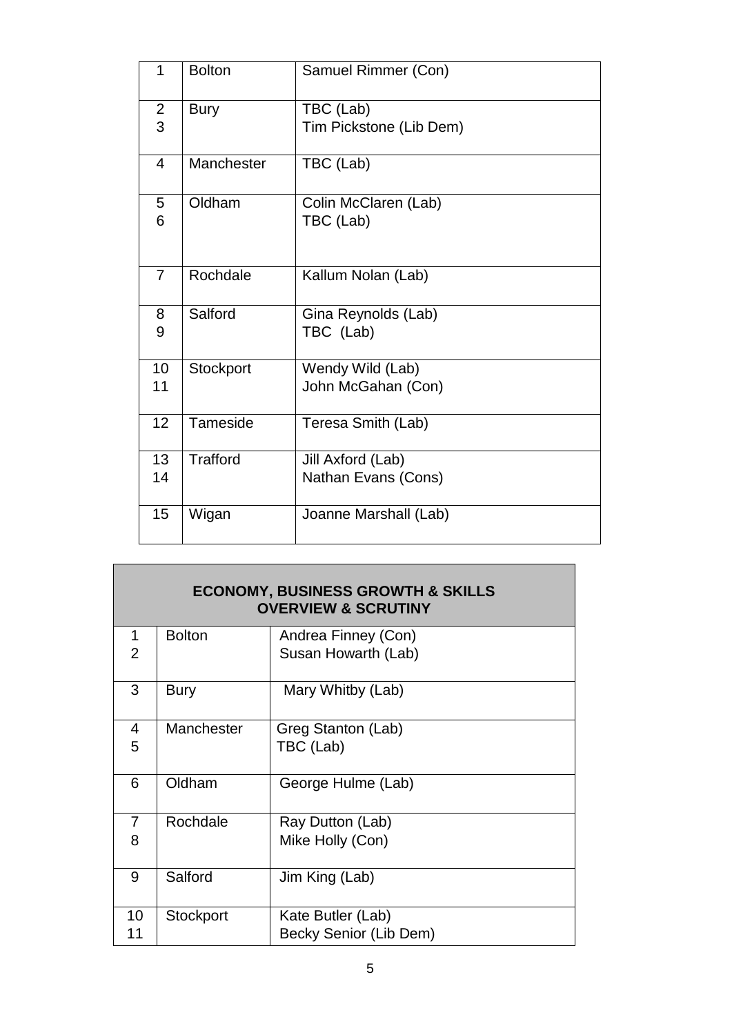| | | |
|---|---|---|
| 1 | Bolton | Samuel Rimmer (Con) |
| 2<br>3 | Bury | TBC (Lab)<br>Tim Pickstone (Lib Dem) |
| 4 | Manchester | TBC (Lab) |
| 5<br>6 | Oldham | Colin McClaren (Lab)<br>TBC (Lab) |
| 7 | Rochdale | Kallum Nolan (Lab) |
| 8<br>9 | Salford | Gina Reynolds (Lab)<br>TBC (Lab) |
| 10<br>11 | Stockport | Wendy Wild (Lab)<br>John McGahan (Con) |
| 12 | Tameside | Teresa Smith (Lab) |
| 13<br>14 | Trafford | Jill Axford (Lab)<br>Nathan Evans (Cons) |
| 15 | Wigan | Joanne Marshall (Lab) |

| **ECONOMY, BUSINESS GROWTH & SKILLS OVERVIEW & SCRUTINY** | | |
|---|---|---|
| 1<br>2 | Bolton | Andrea Finney (Con)<br>Susan Howarth (Lab) |
| 3 | Bury | Mary Whitby (Lab) |
| 4<br>5 | Manchester | Greg Stanton (Lab)<br>TBC (Lab) |
| 6 | Oldham | George Hulme (Lab) |
| 7<br>8 | Rochdale | Ray Dutton (Lab)<br>Mike Holly (Con) |
| 9 | Salford | Jim King (Lab) |
| 10<br>11 | Stockport | Kate Butler (Lab)<br>Becky Senior (Lib Dem) |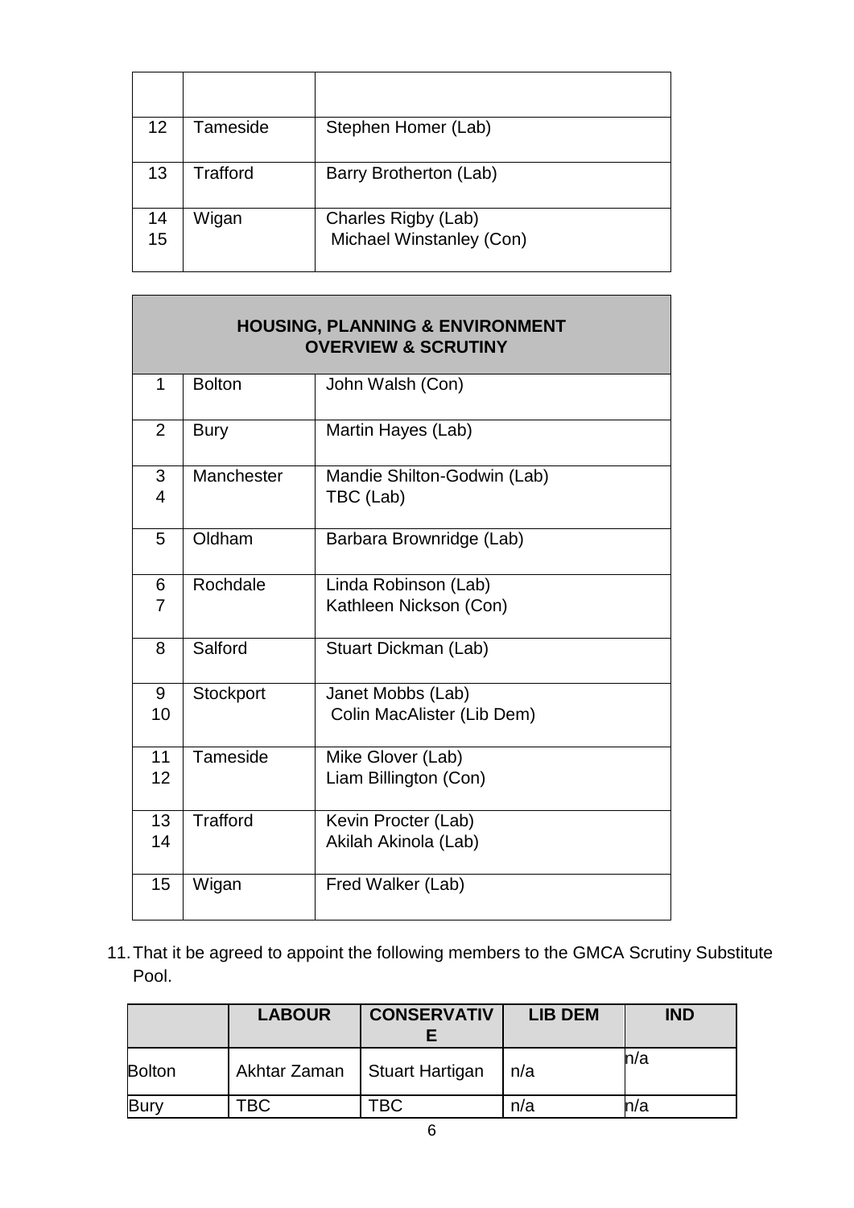| | | |
|---|---|---|
| 12 | Tameside | Stephen Homer (Lab) |
| 13 | Trafford | Barry Brotherton (Lab) |
| 14<br>15 | Wigan | Charles Rigby (Lab)<br>Michael Winstanley (Con) |

| **HOUSING, PLANNING & ENVIRONMENT OVERVIEW & SCRUTINY** | | |
|---|---|---|
| 1 | Bolton | John Walsh (Con) |
| 2 | Bury | Martin Hayes (Lab) |
| 3<br>4 | Manchester | Mandie Shilton-Godwin (Lab)<br>TBC (Lab) |
| 5 | Oldham | Barbara Brownridge (Lab) |
| 6<br>7 | Rochdale | Linda Robinson (Lab)<br>Kathleen Nickson (Con) |
| 8 | Salford | Stuart Dickman (Lab) |
| 9<br>10 | Stockport | Janet Mobbs (Lab)<br>Colin MacAlister (Lib Dem) |
| 11<br>12 | Tameside | Mike Glover (Lab)<br>Liam Billington (Con) |
| 13<br>14 | Trafford | Kevin Procter (Lab)<br>Akilah Akinola (Lab) |
| 15 | Wigan | Fred Walker (Lab) |

11. That it be agreed to appoint the following members to the GMCA Scrutiny Substitute Pool.

| | **LABOUR** | **CONSERVATIVE** | **LIB DEM** | **IND** |
|---|---|---|---|---|
| Bolton | Akhtar Zaman | Stuart Hartigan | n/a | n/a |
| Bury | TBC | TBC | n/a | n/a |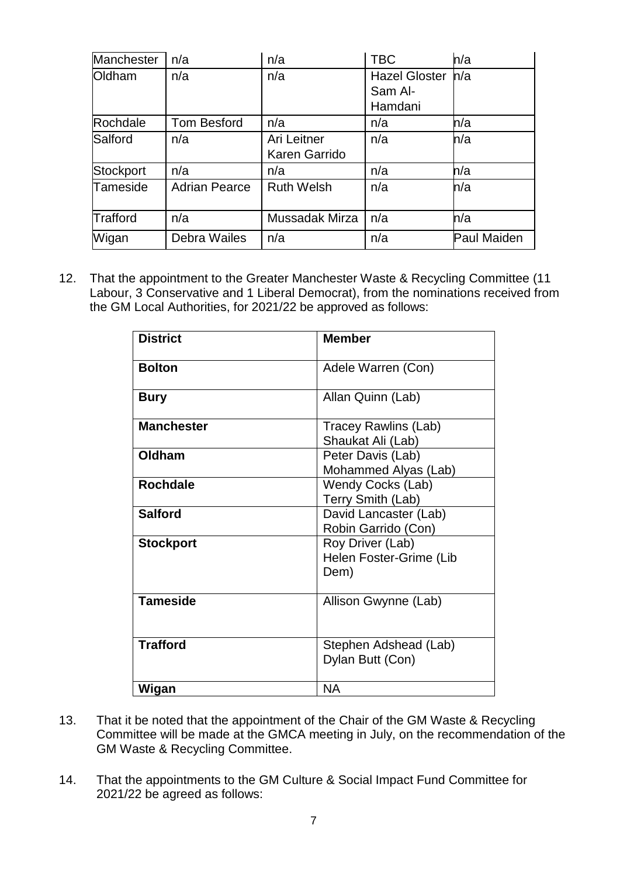| | | | | |
|---|---|---|---|---|
| Manchester | n/a | n/a | TBC | n/a |
| Oldham | n/a | n/a | Hazel Gloster<br>Sam Al-Hamdani | n/a |
| Rochdale | Tom Besford | n/a | n/a | n/a |
| Salford | n/a | Ari Leitner<br>Karen Garrido | n/a | n/a |
| Stockport | n/a | n/a | n/a | n/a |
| Tameside | Adrian Pearce | Ruth Welsh | n/a | n/a |
| Trafford | n/a | Mussadak Mirza | n/a | n/a |
| Wigan | Debra Wailes | n/a | n/a | Paul Maiden |

12. That the appointment to the Greater Manchester Waste & Recycling Committee (11 Labour, 3 Conservative and 1 Liberal Democrat), from the nominations received from the GM Local Authorities, for 2021/22 be approved as follows:

| District | Member |
|---|---|
| **Bolton** | Adele Warren (Con) |
| **Bury** | Allan Quinn (Lab) |
| **Manchester** | Tracey Rawlins (Lab)<br>Shaukat Ali (Lab) |
| **Oldham** | Peter Davis (Lab)<br>Mohammed Alyas (Lab) |
| **Rochdale** | Wendy Cocks (Lab)<br>Terry Smith (Lab) |
| **Salford** | David Lancaster (Lab)<br>Robin Garrido (Con) |
| **Stockport** | Roy Driver (Lab)<br>Helen Foster-Grime (Lib Dem) |
| **Tameside** | Allison Gwynne (Lab) |
| **Trafford** | Stephen Adshead (Lab)<br>Dylan Butt (Con) |
| **Wigan** | NA |

13. That it be noted that the appointment of the Chair of the GM Waste & Recycling Committee will be made at the GMCA meeting in July, on the recommendation of the GM Waste & Recycling Committee.

14. That the appointments to the GM Culture & Social Impact Fund Committee for 2021/22 be agreed as follows: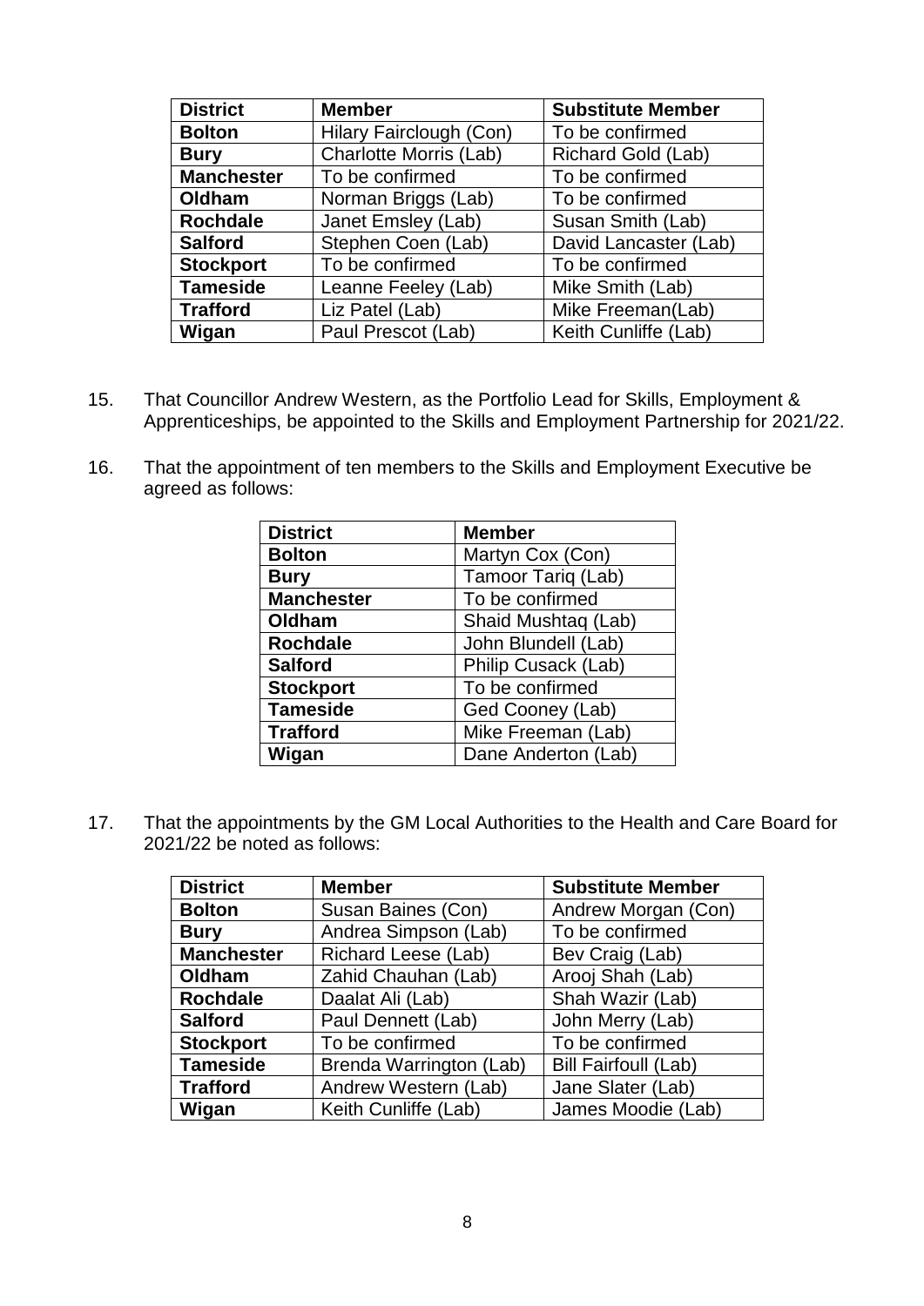| District | Member | Substitute Member |
|---|---|---|
| **Bolton** | Hilary Fairclough (Con) | To be confirmed |
| **Bury** | Charlotte Morris (Lab) | Richard Gold (Lab) |
| **Manchester** | To be confirmed | To be confirmed |
| **Oldham** | Norman Briggs (Lab) | To be confirmed |
| **Rochdale** | Janet Emsley (Lab) | Susan Smith (Lab) |
| **Salford** | Stephen Coen (Lab) | David Lancaster (Lab) |
| **Stockport** | To be confirmed | To be confirmed |
| **Tameside** | Leanne Feeley (Lab) | Mike Smith (Lab) |
| **Trafford** | Liz Patel (Lab) | Mike Freeman(Lab) |
| **Wigan** | Paul Prescot (Lab) | Keith Cunliffe (Lab) |

15. That Councillor Andrew Western, as the Portfolio Lead for Skills, Employment & Apprenticeships, be appointed to the Skills and Employment Partnership for 2021/22.

16. That the appointment of ten members to the Skills and Employment Executive be agreed as follows:

| District | Member |
|---|---|
| **Bolton** | Martyn Cox (Con) |
| **Bury** | Tamoor Tariq (Lab) |
| **Manchester** | To be confirmed |
| **Oldham** | Shaid Mushtaq (Lab) |
| **Rochdale** | John Blundell (Lab) |
| **Salford** | Philip Cusack (Lab) |
| **Stockport** | To be confirmed |
| **Tameside** | Ged Cooney (Lab) |
| **Trafford** | Mike Freeman (Lab) |
| **Wigan** | Dane Anderton (Lab) |

17. That the appointments by the GM Local Authorities to the Health and Care Board for 2021/22 be noted as follows:

| District | Member | Substitute Member |
|---|---|---|
| **Bolton** | Susan Baines (Con) | Andrew Morgan (Con) |
| **Bury** | Andrea Simpson (Lab) | To be confirmed |
| **Manchester** | Richard Leese (Lab) | Bev Craig (Lab) |
| **Oldham** | Zahid Chauhan (Lab) | Arooj Shah (Lab) |
| **Rochdale** | Daalat Ali (Lab) | Shah Wazir (Lab) |
| **Salford** | Paul Dennett (Lab) | John Merry (Lab) |
| **Stockport** | To be confirmed | To be confirmed |
| **Tameside** | Brenda Warrington (Lab) | Bill Fairfoull (Lab) |
| **Trafford** | Andrew Western (Lab) | Jane Slater (Lab) |
| **Wigan** | Keith Cunliffe (Lab) | James Moodie (Lab) |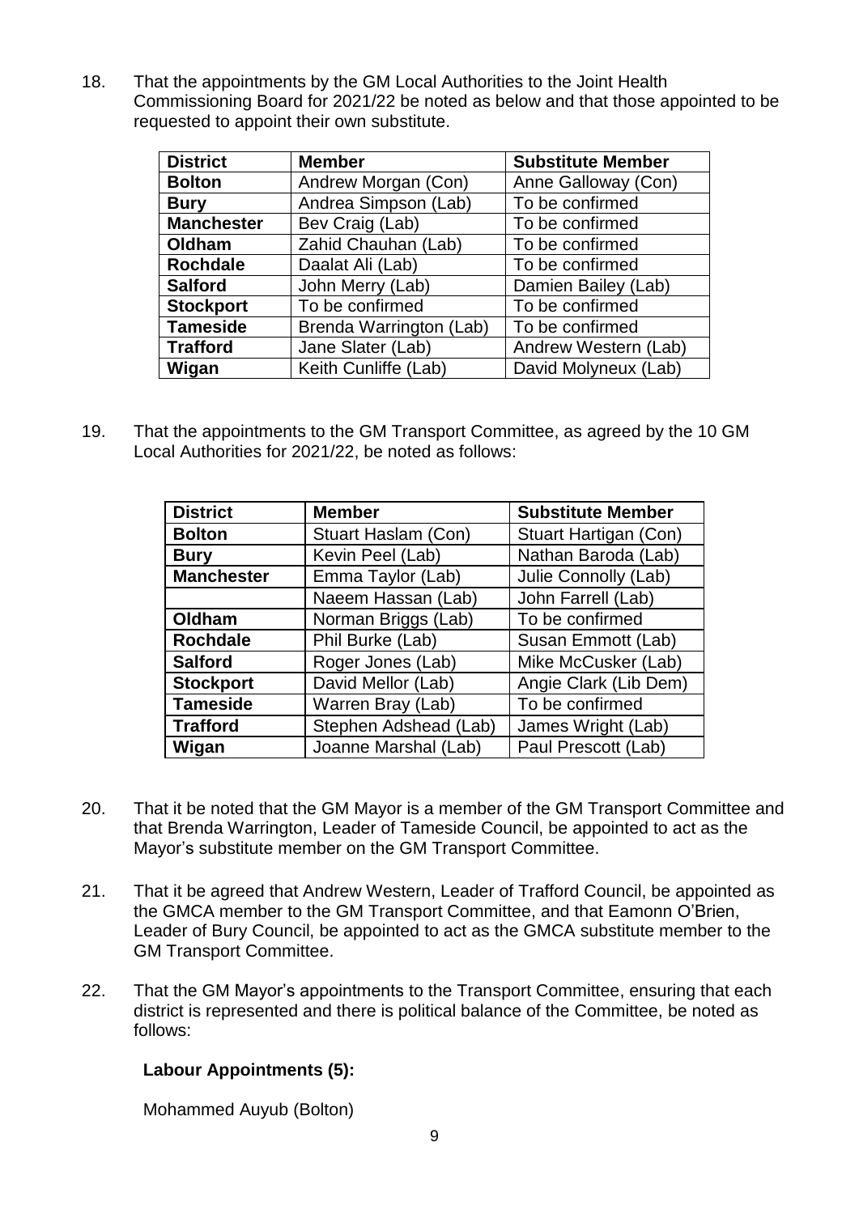18. That the appointments by the GM Local Authorities to the Joint Health Commissioning Board for 2021/22 be noted as below and that those appointed to be requested to appoint their own substitute.

| District | Member | Substitute Member |
|---|---|---|
| **Bolton** | Andrew Morgan (Con) | Anne Galloway (Con) |
| **Bury** | Andrea Simpson (Lab) | To be confirmed |
| **Manchester** | Bev Craig (Lab) | To be confirmed |
| **Oldham** | Zahid Chauhan (Lab) | To be confirmed |
| **Rochdale** | Daalat Ali (Lab) | To be confirmed |
| **Salford** | John Merry (Lab) | Damien Bailey (Lab) |
| **Stockport** | To be confirmed | To be confirmed |
| **Tameside** | Brenda Warrington (Lab) | To be confirmed |
| **Trafford** | Jane Slater (Lab) | Andrew Western (Lab) |
| **Wigan** | Keith Cunliffe (Lab) | David Molyneux (Lab) |

19. That the appointments to the GM Transport Committee, as agreed by the 10 GM Local Authorities for 2021/22, be noted as follows:

| District | Member | Substitute Member |
|---|---|---|
| **Bolton** | Stuart Haslam (Con) | Stuart Hartigan (Con) |
| **Bury** | Kevin Peel (Lab) | Nathan Baroda (Lab) |
| **Manchester** | Emma Taylor (Lab) | Julie Connolly (Lab) |
| | Naeem Hassan (Lab) | John Farrell (Lab) |
| **Oldham** | Norman Briggs (Lab) | To be confirmed |
| **Rochdale** | Phil Burke (Lab) | Susan Emmott (Lab) |
| **Salford** | Roger Jones (Lab) | Mike McCusker (Lab) |
| **Stockport** | David Mellor (Lab) | Angie Clark (Lib Dem) |
| **Tameside** | Warren Bray (Lab) | To be confirmed |
| **Trafford** | Stephen Adshead (Lab) | James Wright (Lab) |
| **Wigan** | Joanne Marshal (Lab) | Paul Prescott (Lab) |

20. That it be noted that the GM Mayor is a member of the GM Transport Committee and that Brenda Warrington, Leader of Tameside Council, be appointed to act as the Mayor's substitute member on the GM Transport Committee.

21. That it be agreed that Andrew Western, Leader of Trafford Council, be appointed as the GMCA member to the GM Transport Committee, and that Eamonn O'Brien, Leader of Bury Council, be appointed to act as the GMCA substitute member to the GM Transport Committee.

22. That the GM Mayor's appointments to the Transport Committee, ensuring that each district is represented and there is political balance of the Committee, be noted as follows:

**Labour Appointments (5):**

Mohammed Auyub (Bolton)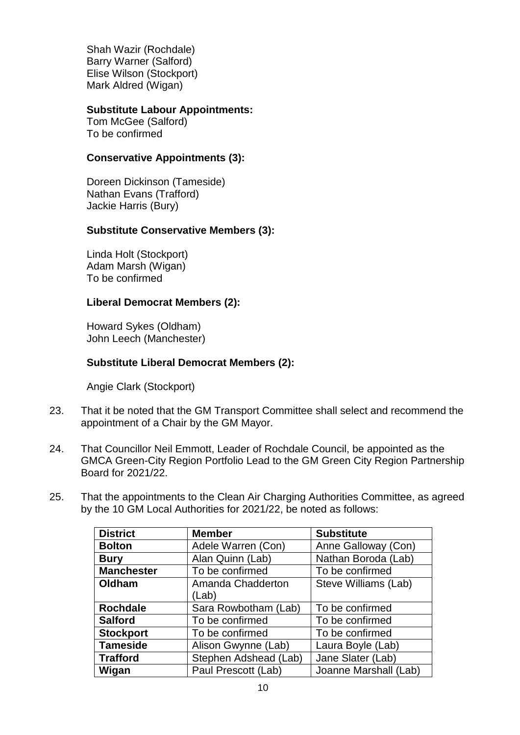Shah Wazir (Rochdale)
Barry Warner (Salford)
Elise Wilson (Stockport)
Mark Aldred (Wigan)

**Substitute Labour Appointments:**
Tom McGee (Salford)
To be confirmed

**Conservative Appointments (3):**

Doreen Dickinson (Tameside)
Nathan Evans (Trafford)
Jackie Harris (Bury)

**Substitute Conservative Members (3):**

Linda Holt (Stockport)
Adam Marsh (Wigan)
To be confirmed

**Liberal Democrat Members (2):**

Howard Sykes (Oldham)
John Leech (Manchester)

**Substitute Liberal Democrat Members (2):**

Angie Clark (Stockport)

23. That it be noted that the GM Transport Committee shall select and recommend the appointment of a Chair by the GM Mayor.

24. That Councillor Neil Emmott, Leader of Rochdale Council, be appointed as the GMCA Green-City Region Portfolio Lead to the GM Green City Region Partnership Board for 2021/22.

25. That the appointments to the Clean Air Charging Authorities Committee, as agreed by the 10 GM Local Authorities for 2021/22, be noted as follows:

| **District** | **Member** | **Substitute** |
|---|---|---|
| **Bolton** | Adele Warren (Con) | Anne Galloway (Con) |
| **Bury** | Alan Quinn (Lab) | Nathan Boroda (Lab) |
| **Manchester** | To be confirmed | To be confirmed |
| **Oldham** | Amanda Chadderton (Lab) | Steve Williams (Lab) |
| **Rochdale** | Sara Rowbotham (Lab) | To be confirmed |
| **Salford** | To be confirmed | To be confirmed |
| **Stockport** | To be confirmed | To be confirmed |
| **Tameside** | Alison Gwynne (Lab) | Laura Boyle (Lab) |
| **Trafford** | Stephen Adshead (Lab) | Jane Slater (Lab) |
| **Wigan** | Paul Prescott (Lab) | Joanne Marshall (Lab) |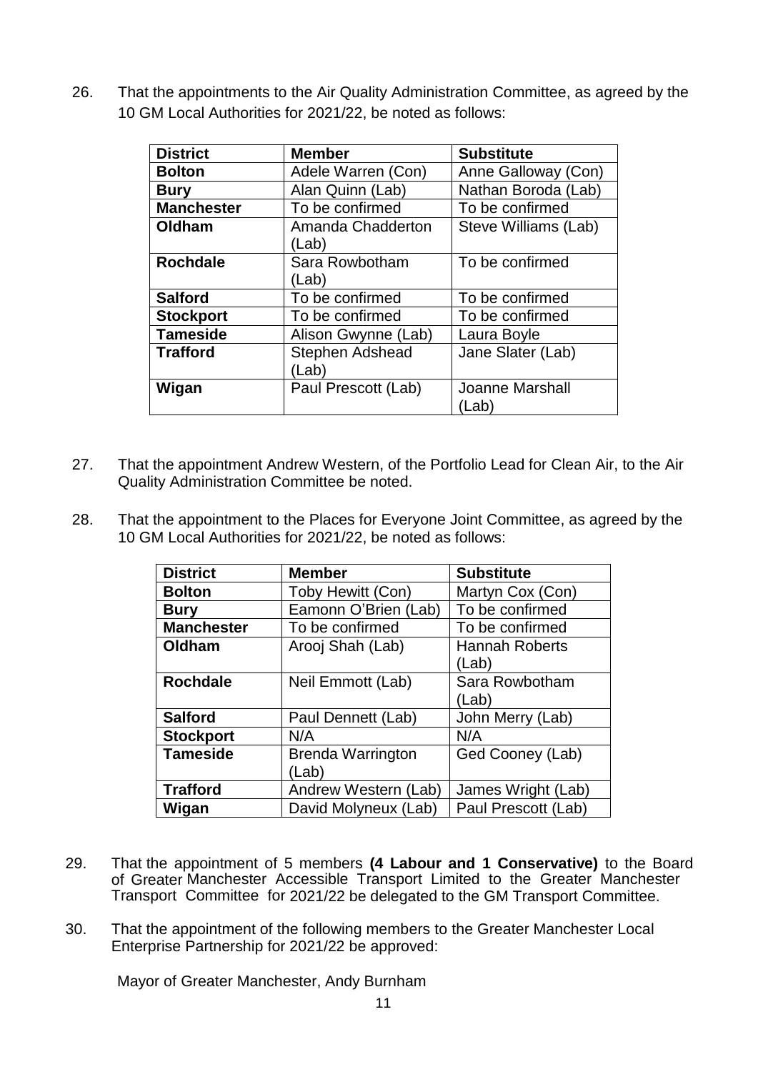26. That the appointments to the Air Quality Administration Committee, as agreed by the 10 GM Local Authorities for 2021/22, be noted as follows:

| District | Member | Substitute |
|---|---|---|
| **Bolton** | Adele Warren (Con) | Anne Galloway (Con) |
| **Bury** | Alan Quinn (Lab) | Nathan Boroda (Lab) |
| **Manchester** | To be confirmed | To be confirmed |
| **Oldham** | Amanda Chadderton (Lab) | Steve Williams (Lab) |
| **Rochdale** | Sara Rowbotham (Lab) | To be confirmed |
| **Salford** | To be confirmed | To be confirmed |
| **Stockport** | To be confirmed | To be confirmed |
| **Tameside** | Alison Gwynne (Lab) | Laura Boyle |
| **Trafford** | Stephen Adshead (Lab) | Jane Slater (Lab) |
| **Wigan** | Paul Prescott (Lab) | Joanne Marshall (Lab) |

27. That the appointment Andrew Western, of the Portfolio Lead for Clean Air, to the Air Quality Administration Committee be noted.

28. That the appointment to the Places for Everyone Joint Committee, as agreed by the 10 GM Local Authorities for 2021/22, be noted as follows:

| District | Member | Substitute |
|---|---|---|
| **Bolton** | Toby Hewitt (Con) | Martyn Cox (Con) |
| **Bury** | Eamonn O'Brien (Lab) | To be confirmed |
| **Manchester** | To be confirmed | To be confirmed |
| **Oldham** | Arooj Shah (Lab) | Hannah Roberts (Lab) |
| **Rochdale** | Neil Emmott (Lab) | Sara Rowbotham (Lab) |
| **Salford** | Paul Dennett (Lab) | John Merry (Lab) |
| **Stockport** | N/A | N/A |
| **Tameside** | Brenda Warrington (Lab) | Ged Cooney (Lab) |
| **Trafford** | Andrew Western (Lab) | James Wright (Lab) |
| **Wigan** | David Molyneux (Lab) | Paul Prescott (Lab) |

29. That the appointment of 5 members **(4 Labour and 1 Conservative)** to the Board of Greater Manchester Accessible Transport Limited to the Greater Manchester Transport Committee for 2021/22 be delegated to the GM Transport Committee.

30. That the appointment of the following members to the Greater Manchester Local Enterprise Partnership for 2021/22 be approved:

Mayor of Greater Manchester, Andy Burnham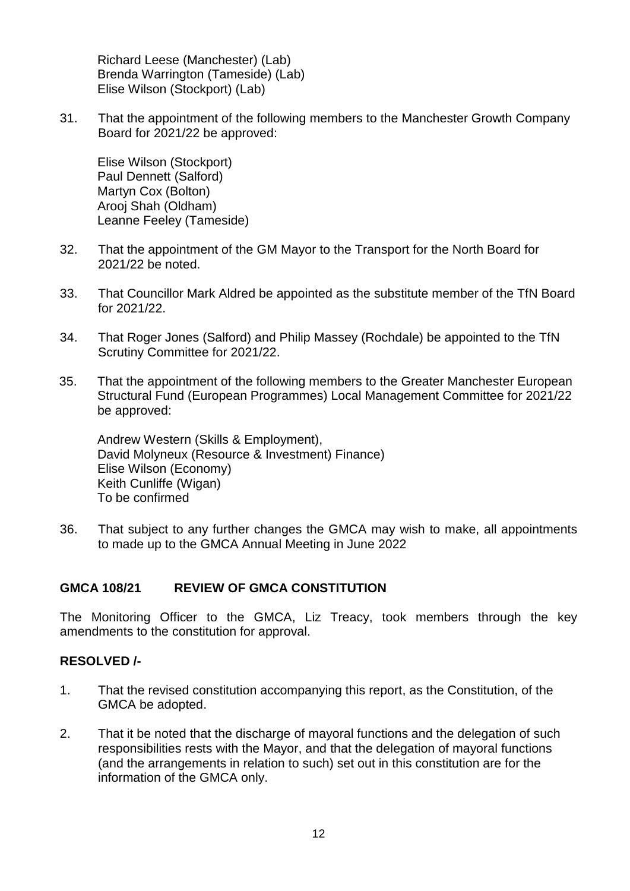Richard Leese (Manchester) (Lab)
Brenda Warrington (Tameside) (Lab)
Elise Wilson (Stockport) (Lab)

31. That the appointment of the following members to the Manchester Growth Company Board for 2021/22 be approved:

    Elise Wilson (Stockport)
    Paul Dennett (Salford)
    Martyn Cox (Bolton)
    Arooj Shah (Oldham)
    Leanne Feeley (Tameside)

32. That the appointment of the GM Mayor to the Transport for the North Board for 2021/22 be noted.

33. That Councillor Mark Aldred be appointed as the substitute member of the TfN Board for 2021/22.

34. That Roger Jones (Salford) and Philip Massey (Rochdale) be appointed to the TfN Scrutiny Committee for 2021/22.

35. That the appointment of the following members to the Greater Manchester European Structural Fund (European Programmes) Local Management Committee for 2021/22 be approved:

    Andrew Western (Skills & Employment),
    David Molyneux (Resource & Investment) Finance)
    Elise Wilson (Economy)
    Keith Cunliffe (Wigan)
    To be confirmed

36. That subject to any further changes the GMCA may wish to make, all appointments to made up to the GMCA Annual Meeting in June 2022

**GMCA 108/21 REVIEW OF GMCA CONSTITUTION**

The Monitoring Officer to the GMCA, Liz Treacy, took members through the key amendments to the constitution for approval.

**RESOLVED /-**

1. That the revised constitution accompanying this report, as the Constitution, of the GMCA be adopted.

2. That it be noted that the discharge of mayoral functions and the delegation of such responsibilities rests with the Mayor, and that the delegation of mayoral functions (and the arrangements in relation to such) set out in this constitution are for the information of the GMCA only.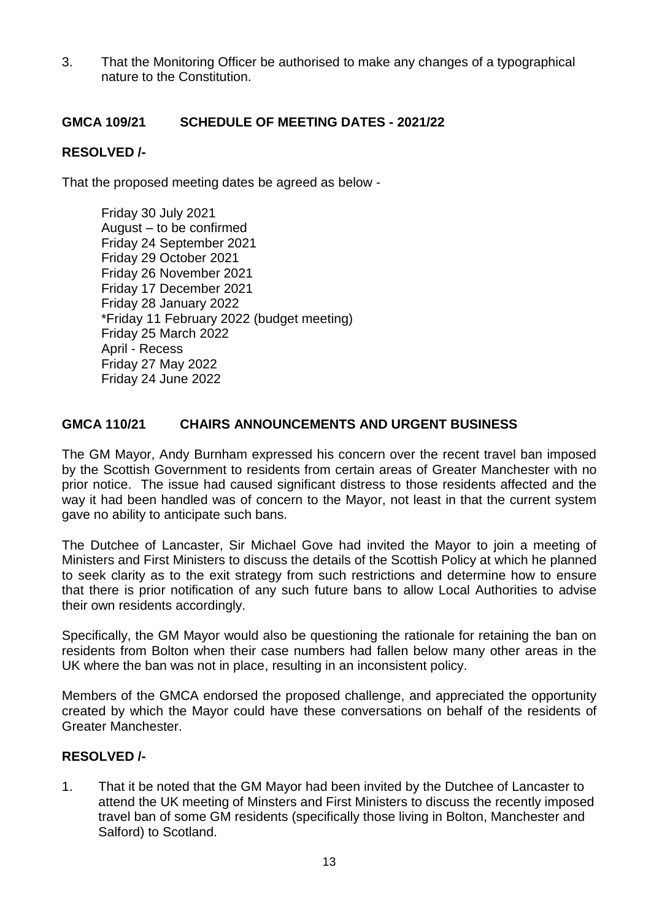3. That the Monitoring Officer be authorised to make any changes of a typographical nature to the Constitution.

## GMCA 109/21 SCHEDULE OF MEETING DATES - 2021/22

**RESOLVED /-**

That the proposed meeting dates be agreed as below -

Friday 30 July 2021
August – to be confirmed
Friday 24 September 2021
Friday 29 October 2021
Friday 26 November 2021
Friday 17 December 2021
Friday 28 January 2022
*Friday 11 February 2022 (budget meeting)
Friday 25 March 2022
April - Recess
Friday 27 May 2022
Friday 24 June 2022

## GMCA 110/21 CHAIRS ANNOUNCEMENTS AND URGENT BUSINESS

The GM Mayor, Andy Burnham expressed his concern over the recent travel ban imposed by the Scottish Government to residents from certain areas of Greater Manchester with no prior notice. The issue had caused significant distress to those residents affected and the way it had been handled was of concern to the Mayor, not least in that the current system gave no ability to anticipate such bans.

The Dutchee of Lancaster, Sir Michael Gove had invited the Mayor to join a meeting of Ministers and First Ministers to discuss the details of the Scottish Policy at which he planned to seek clarity as to the exit strategy from such restrictions and determine how to ensure that there is prior notification of any such future bans to allow Local Authorities to advise their own residents accordingly.

Specifically, the GM Mayor would also be questioning the rationale for retaining the ban on residents from Bolton when their case numbers had fallen below many other areas in the UK where the ban was not in place, resulting in an inconsistent policy.

Members of the GMCA endorsed the proposed challenge, and appreciated the opportunity created by which the Mayor could have these conversations on behalf of the residents of Greater Manchester.

**RESOLVED /-**

1. That it be noted that the GM Mayor had been invited by the Dutchee of Lancaster to attend the UK meeting of Minsters and First Ministers to discuss the recently imposed travel ban of some GM residents (specifically those living in Bolton, Manchester and Salford) to Scotland.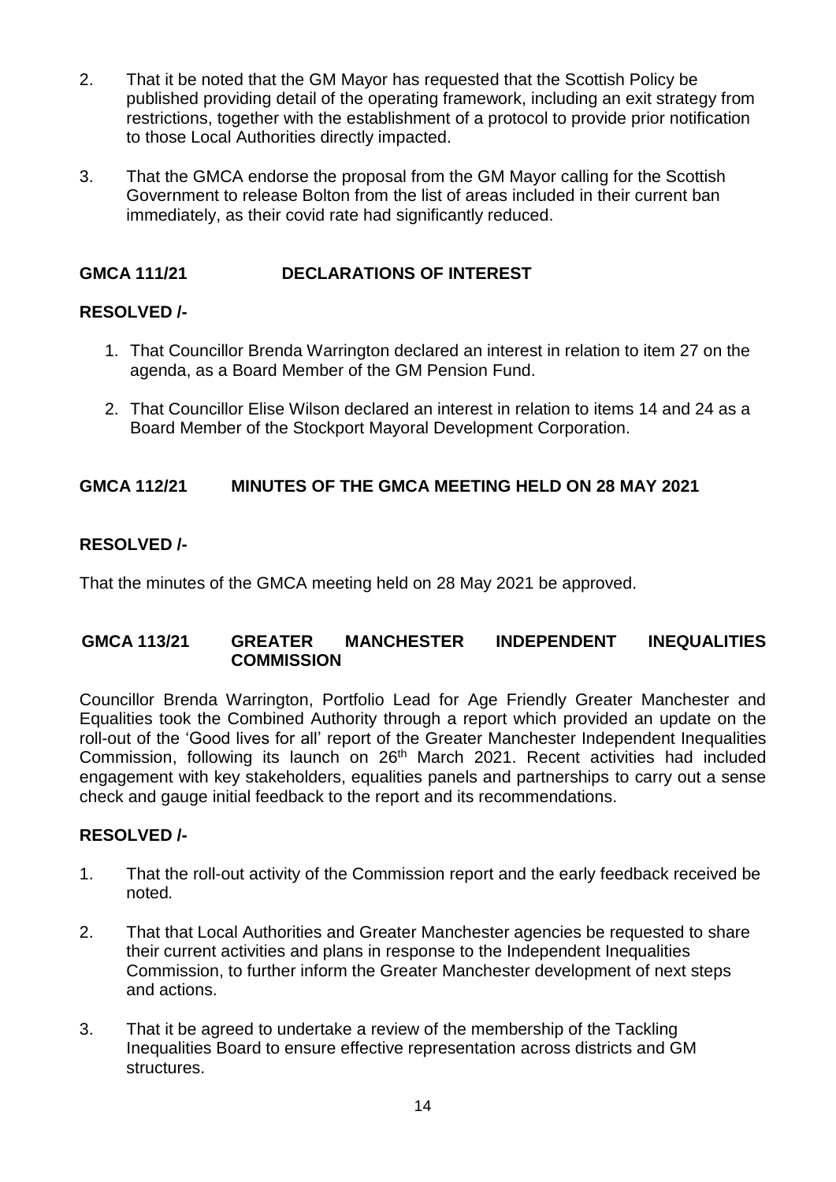2. That it be noted that the GM Mayor has requested that the Scottish Policy be published providing detail of the operating framework, including an exit strategy from restrictions, together with the establishment of a protocol to provide prior notification to those Local Authorities directly impacted.

3. That the GMCA endorse the proposal from the GM Mayor calling for the Scottish Government to release Bolton from the list of areas included in their current ban immediately, as their covid rate had significantly reduced.

## GMCA 111/21 DECLARATIONS OF INTEREST

**RESOLVED /-**

1. That Councillor Brenda Warrington declared an interest in relation to item 27 on the agenda, as a Board Member of the GM Pension Fund.
2. That Councillor Elise Wilson declared an interest in relation to items 14 and 24 as a Board Member of the Stockport Mayoral Development Corporation.

## GMCA 112/21 MINUTES OF THE GMCA MEETING HELD ON 28 MAY 2021

**RESOLVED /-**

That the minutes of the GMCA meeting held on 28 May 2021 be approved.

## GMCA 113/21 GREATER MANCHESTER INDEPENDENT INEQUALITIES COMMISSION

Councillor Brenda Warrington, Portfolio Lead for Age Friendly Greater Manchester and Equalities took the Combined Authority through a report which provided an update on the roll-out of the 'Good lives for all' report of the Greater Manchester Independent Inequalities Commission, following its launch on 26th March 2021. Recent activities had included engagement with key stakeholders, equalities panels and partnerships to carry out a sense check and gauge initial feedback to the report and its recommendations.

**RESOLVED /-**

1. That the roll-out activity of the Commission report and the early feedback received be noted.
2. That that Local Authorities and Greater Manchester agencies be requested to share their current activities and plans in response to the Independent Inequalities Commission, to further inform the Greater Manchester development of next steps and actions.
3. That it be agreed to undertake a review of the membership of the Tackling Inequalities Board to ensure effective representation across districts and GM structures.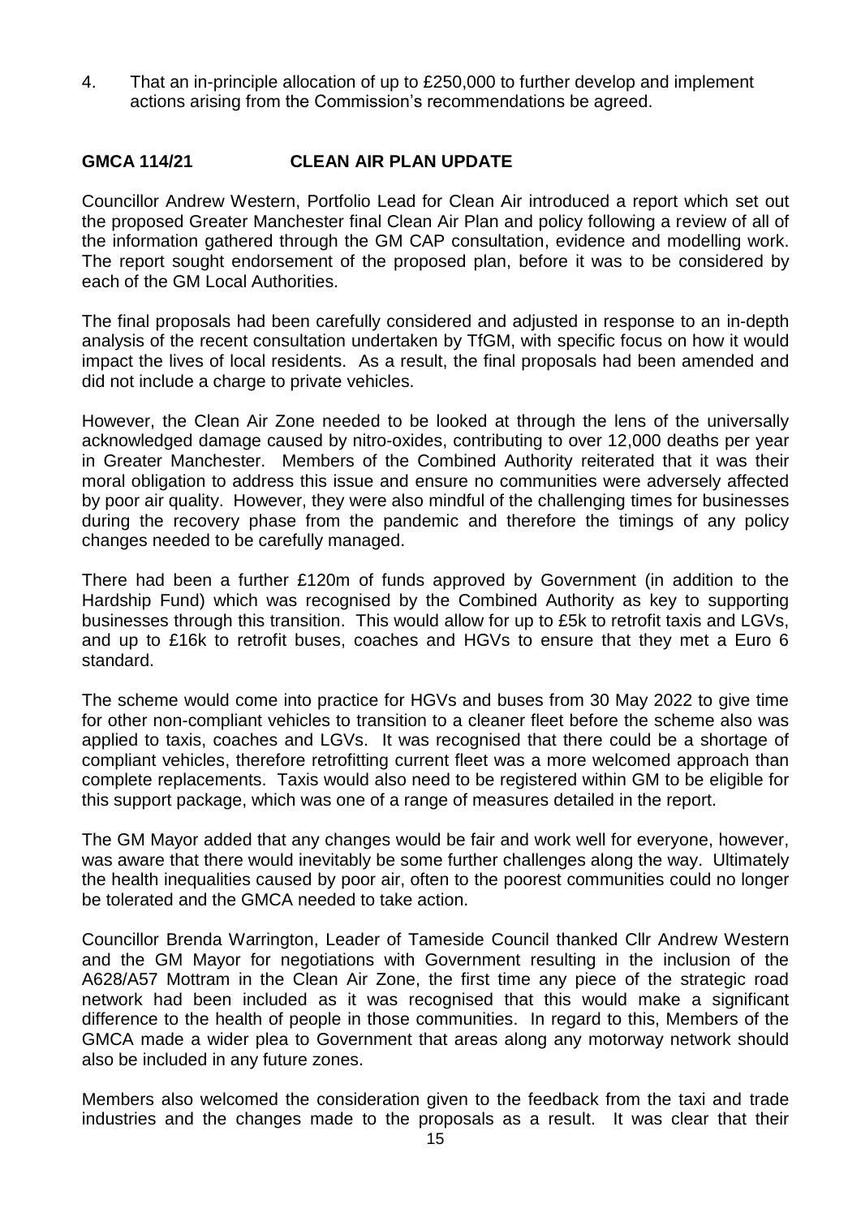4. That an in-principle allocation of up to £250,000 to further develop and implement actions arising from the Commission's recommendations be agreed.

**GMCA 114/21 CLEAN AIR PLAN UPDATE**

Councillor Andrew Western, Portfolio Lead for Clean Air introduced a report which set out the proposed Greater Manchester final Clean Air Plan and policy following a review of all of the information gathered through the GM CAP consultation, evidence and modelling work. The report sought endorsement of the proposed plan, before it was to be considered by each of the GM Local Authorities.

The final proposals had been carefully considered and adjusted in response to an in-depth analysis of the recent consultation undertaken by TfGM, with specific focus on how it would impact the lives of local residents. As a result, the final proposals had been amended and did not include a charge to private vehicles.

However, the Clean Air Zone needed to be looked at through the lens of the universally acknowledged damage caused by nitro-oxides, contributing to over 12,000 deaths per year in Greater Manchester. Members of the Combined Authority reiterated that it was their moral obligation to address this issue and ensure no communities were adversely affected by poor air quality. However, they were also mindful of the challenging times for businesses during the recovery phase from the pandemic and therefore the timings of any policy changes needed to be carefully managed.

There had been a further £120m of funds approved by Government (in addition to the Hardship Fund) which was recognised by the Combined Authority as key to supporting businesses through this transition. This would allow for up to £5k to retrofit taxis and LGVs, and up to £16k to retrofit buses, coaches and HGVs to ensure that they met a Euro 6 standard.

The scheme would come into practice for HGVs and buses from 30 May 2022 to give time for other non-compliant vehicles to transition to a cleaner fleet before the scheme also was applied to taxis, coaches and LGVs. It was recognised that there could be a shortage of compliant vehicles, therefore retrofitting current fleet was a more welcomed approach than complete replacements. Taxis would also need to be registered within GM to be eligible for this support package, which was one of a range of measures detailed in the report.

The GM Mayor added that any changes would be fair and work well for everyone, however, was aware that there would inevitably be some further challenges along the way. Ultimately the health inequalities caused by poor air, often to the poorest communities could no longer be tolerated and the GMCA needed to take action.

Councillor Brenda Warrington, Leader of Tameside Council thanked Cllr Andrew Western and the GM Mayor for negotiations with Government resulting in the inclusion of the A628/A57 Mottram in the Clean Air Zone, the first time any piece of the strategic road network had been included as it was recognised that this would make a significant difference to the health of people in those communities. In regard to this, Members of the GMCA made a wider plea to Government that areas along any motorway network should also be included in any future zones.

Members also welcomed the consideration given to the feedback from the taxi and trade industries and the changes made to the proposals as a result. It was clear that their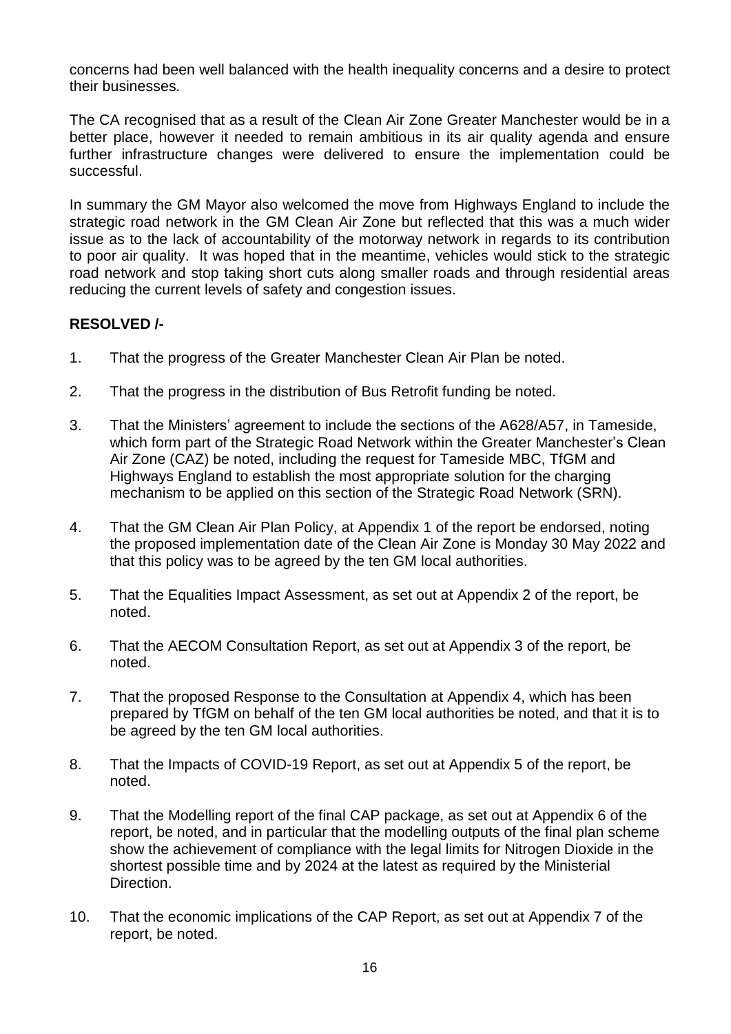concerns had been well balanced with the health inequality concerns and a desire to protect their businesses.

The CA recognised that as a result of the Clean Air Zone Greater Manchester would be in a better place, however it needed to remain ambitious in its air quality agenda and ensure further infrastructure changes were delivered to ensure the implementation could be successful.

In summary the GM Mayor also welcomed the move from Highways England to include the strategic road network in the GM Clean Air Zone but reflected that this was a much wider issue as to the lack of accountability of the motorway network in regards to its contribution to poor air quality. It was hoped that in the meantime, vehicles would stick to the strategic road network and stop taking short cuts along smaller roads and through residential areas reducing the current levels of safety and congestion issues.

**RESOLVED /-**

1. That the progress of the Greater Manchester Clean Air Plan be noted.

2. That the progress in the distribution of Bus Retrofit funding be noted.

3. That the Ministers' agreement to include the sections of the A628/A57, in Tameside, which form part of the Strategic Road Network within the Greater Manchester's Clean Air Zone (CAZ) be noted, including the request for Tameside MBC, TfGM and Highways England to establish the most appropriate solution for the charging mechanism to be applied on this section of the Strategic Road Network (SRN).

4. That the GM Clean Air Plan Policy, at Appendix 1 of the report be endorsed, noting the proposed implementation date of the Clean Air Zone is Monday 30 May 2022 and that this policy was to be agreed by the ten GM local authorities.

5. That the Equalities Impact Assessment, as set out at Appendix 2 of the report, be noted.

6. That the AECOM Consultation Report, as set out at Appendix 3 of the report, be noted.

7. That the proposed Response to the Consultation at Appendix 4, which has been prepared by TfGM on behalf of the ten GM local authorities be noted, and that it is to be agreed by the ten GM local authorities.

8. That the Impacts of COVID-19 Report, as set out at Appendix 5 of the report, be noted.

9. That the Modelling report of the final CAP package, as set out at Appendix 6 of the report, be noted, and in particular that the modelling outputs of the final plan scheme show the achievement of compliance with the legal limits for Nitrogen Dioxide in the shortest possible time and by 2024 at the latest as required by the Ministerial Direction.

10. That the economic implications of the CAP Report, as set out at Appendix 7 of the report, be noted.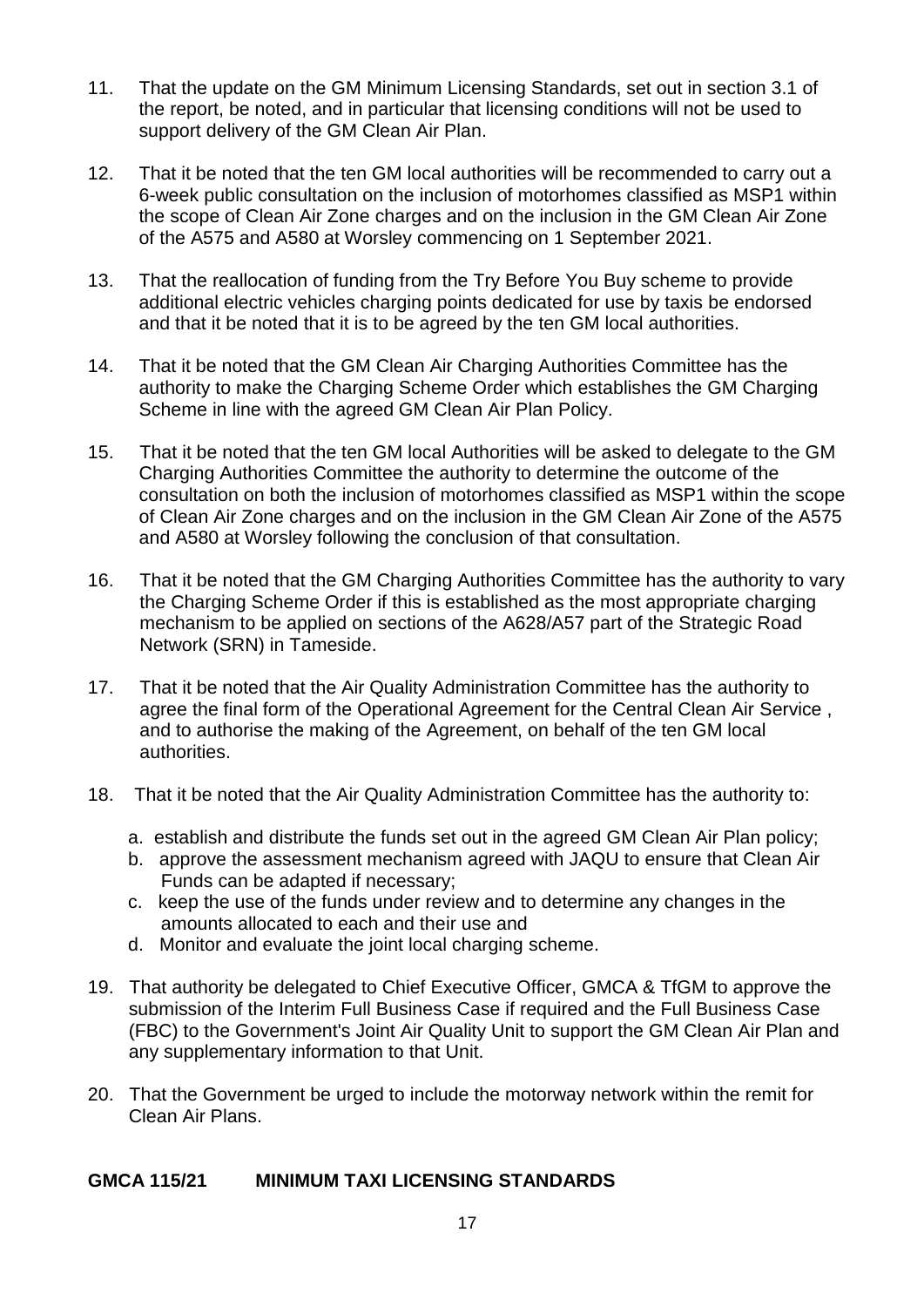11. That the update on the GM Minimum Licensing Standards, set out in section 3.1 of the report, be noted, and in particular that licensing conditions will not be used to support delivery of the GM Clean Air Plan.

12. That it be noted that the ten GM local authorities will be recommended to carry out a 6-week public consultation on the inclusion of motorhomes classified as MSP1 within the scope of Clean Air Zone charges and on the inclusion in the GM Clean Air Zone of the A575 and A580 at Worsley commencing on 1 September 2021.

13. That the reallocation of funding from the Try Before You Buy scheme to provide additional electric vehicles charging points dedicated for use by taxis be endorsed and that it be noted that it is to be agreed by the ten GM local authorities.

14. That it be noted that the GM Clean Air Charging Authorities Committee has the authority to make the Charging Scheme Order which establishes the GM Charging Scheme in line with the agreed GM Clean Air Plan Policy.

15. That it be noted that the ten GM local Authorities will be asked to delegate to the GM Charging Authorities Committee the authority to determine the outcome of the consultation on both the inclusion of motorhomes classified as MSP1 within the scope of Clean Air Zone charges and on the inclusion in the GM Clean Air Zone of the A575 and A580 at Worsley following the conclusion of that consultation.

16. That it be noted that the GM Charging Authorities Committee has the authority to vary the Charging Scheme Order if this is established as the most appropriate charging mechanism to be applied on sections of the A628/A57 part of the Strategic Road Network (SRN) in Tameside.

17. That it be noted that the Air Quality Administration Committee has the authority to agree the final form of the Operational Agreement for the Central Clean Air Service , and to authorise the making of the Agreement, on behalf of the ten GM local authorities.

18. That it be noted that the Air Quality Administration Committee has the authority to:

    a. establish and distribute the funds set out in the agreed GM Clean Air Plan policy;
    b. approve the assessment mechanism agreed with JAQU to ensure that Clean Air Funds can be adapted if necessary;
    c. keep the use of the funds under review and to determine any changes in the amounts allocated to each and their use and
    d. Monitor and evaluate the joint local charging scheme.

19. That authority be delegated to Chief Executive Officer, GMCA & TfGM to approve the submission of the Interim Full Business Case if required and the Full Business Case (FBC) to the Government's Joint Air Quality Unit to support the GM Clean Air Plan and any supplementary information to that Unit.

20. That the Government be urged to include the motorway network within the remit for Clean Air Plans.

**GMCA 115/21 MINIMUM TAXI LICENSING STANDARDS**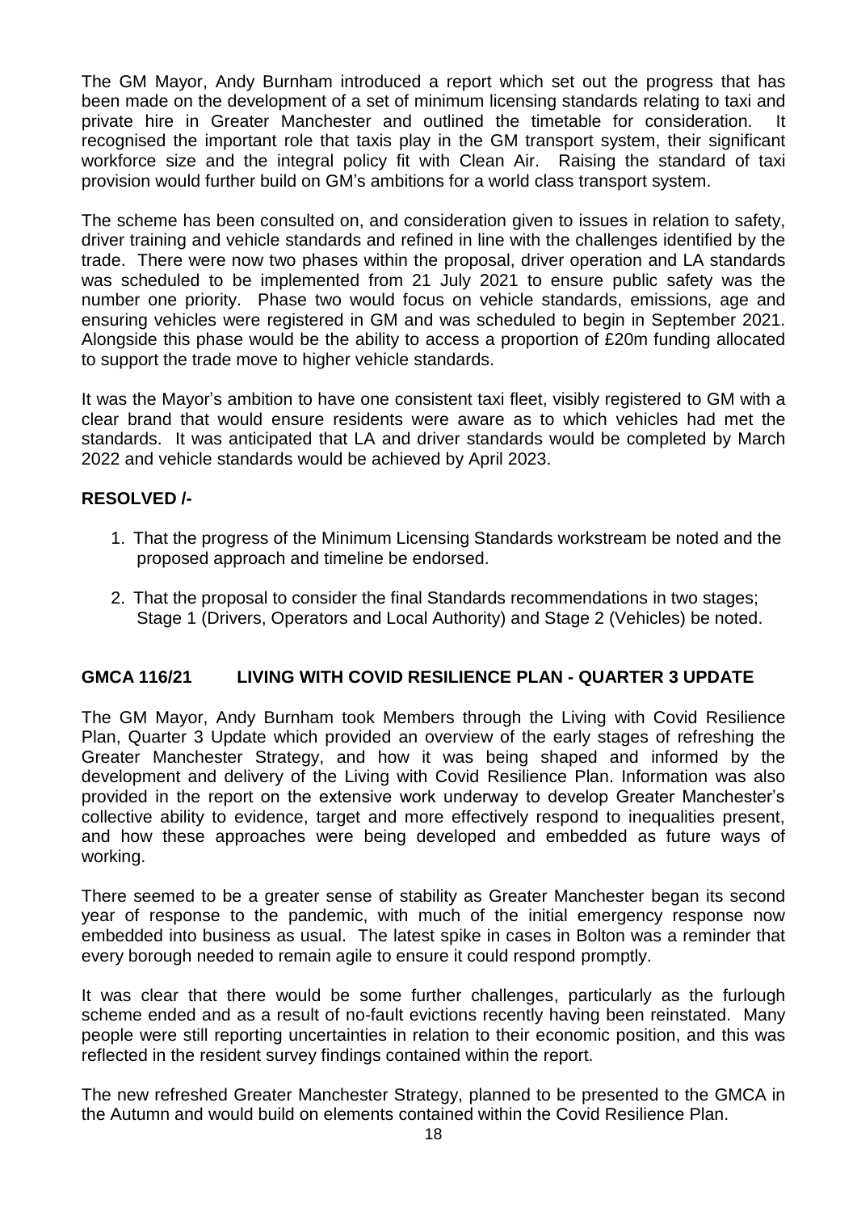The GM Mayor, Andy Burnham introduced a report which set out the progress that has been made on the development of a set of minimum licensing standards relating to taxi and private hire in Greater Manchester and outlined the timetable for consideration. It recognised the important role that taxis play in the GM transport system, their significant workforce size and the integral policy fit with Clean Air. Raising the standard of taxi provision would further build on GM's ambitions for a world class transport system.

The scheme has been consulted on, and consideration given to issues in relation to safety, driver training and vehicle standards and refined in line with the challenges identified by the trade. There were now two phases within the proposal, driver operation and LA standards was scheduled to be implemented from 21 July 2021 to ensure public safety was the number one priority. Phase two would focus on vehicle standards, emissions, age and ensuring vehicles were registered in GM and was scheduled to begin in September 2021. Alongside this phase would be the ability to access a proportion of £20m funding allocated to support the trade move to higher vehicle standards.

It was the Mayor's ambition to have one consistent taxi fleet, visibly registered to GM with a clear brand that would ensure residents were aware as to which vehicles had met the standards. It was anticipated that LA and driver standards would be completed by March 2022 and vehicle standards would be achieved by April 2023.

**RESOLVED /-**

1. That the progress of the Minimum Licensing Standards workstream be noted and the proposed approach and timeline be endorsed.

2. That the proposal to consider the final Standards recommendations in two stages; Stage 1 (Drivers, Operators and Local Authority) and Stage 2 (Vehicles) be noted.

## GMCA 116/21 LIVING WITH COVID RESILIENCE PLAN - QUARTER 3 UPDATE

The GM Mayor, Andy Burnham took Members through the Living with Covid Resilience Plan, Quarter 3 Update which provided an overview of the early stages of refreshing the Greater Manchester Strategy, and how it was being shaped and informed by the development and delivery of the Living with Covid Resilience Plan. Information was also provided in the report on the extensive work underway to develop Greater Manchester's collective ability to evidence, target and more effectively respond to inequalities present, and how these approaches were being developed and embedded as future ways of working.

There seemed to be a greater sense of stability as Greater Manchester began its second year of response to the pandemic, with much of the initial emergency response now embedded into business as usual. The latest spike in cases in Bolton was a reminder that every borough needed to remain agile to ensure it could respond promptly.

It was clear that there would be some further challenges, particularly as the furlough scheme ended and as a result of no-fault evictions recently having been reinstated. Many people were still reporting uncertainties in relation to their economic position, and this was reflected in the resident survey findings contained within the report.

The new refreshed Greater Manchester Strategy, planned to be presented to the GMCA in the Autumn and would build on elements contained within the Covid Resilience Plan.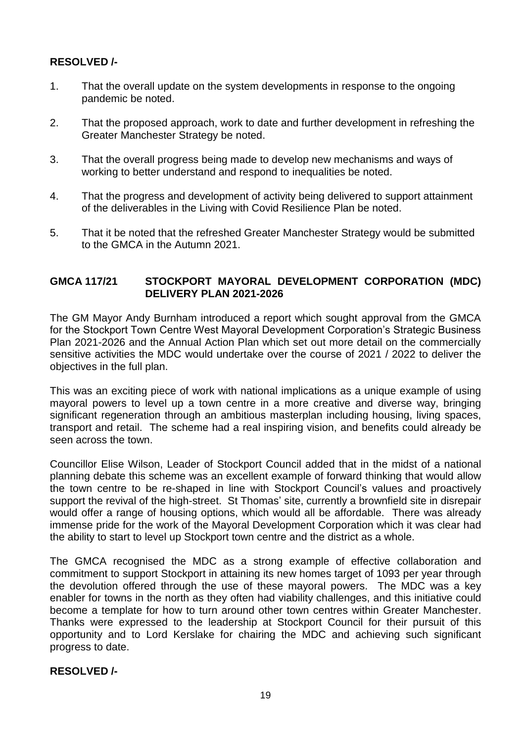**RESOLVED /-**

1. That the overall update on the system developments in response to the ongoing pandemic be noted.

2. That the proposed approach, work to date and further development in refreshing the Greater Manchester Strategy be noted.

3. That the overall progress being made to develop new mechanisms and ways of working to better understand and respond to inequalities be noted.

4. That the progress and development of activity being delivered to support attainment of the deliverables in the Living with Covid Resilience Plan be noted.

5. That it be noted that the refreshed Greater Manchester Strategy would be submitted to the GMCA in the Autumn 2021.

## GMCA 117/21 STOCKPORT MAYORAL DEVELOPMENT CORPORATION (MDC) DELIVERY PLAN 2021-2026

The GM Mayor Andy Burnham introduced a report which sought approval from the GMCA for the Stockport Town Centre West Mayoral Development Corporation's Strategic Business Plan 2021-2026 and the Annual Action Plan which set out more detail on the commercially sensitive activities the MDC would undertake over the course of 2021 / 2022 to deliver the objectives in the full plan.

This was an exciting piece of work with national implications as a unique example of using mayoral powers to level up a town centre in a more creative and diverse way, bringing significant regeneration through an ambitious masterplan including housing, living spaces, transport and retail. The scheme had a real inspiring vision, and benefits could already be seen across the town.

Councillor Elise Wilson, Leader of Stockport Council added that in the midst of a national planning debate this scheme was an excellent example of forward thinking that would allow the town centre to be re-shaped in line with Stockport Council's values and proactively support the revival of the high-street. St Thomas' site, currently a brownfield site in disrepair would offer a range of housing options, which would all be affordable. There was already immense pride for the work of the Mayoral Development Corporation which it was clear had the ability to start to level up Stockport town centre and the district as a whole.

The GMCA recognised the MDC as a strong example of effective collaboration and commitment to support Stockport in attaining its new homes target of 1093 per year through the devolution offered through the use of these mayoral powers. The MDC was a key enabler for towns in the north as they often had viability challenges, and this initiative could become a template for how to turn around other town centres within Greater Manchester. Thanks were expressed to the leadership at Stockport Council for their pursuit of this opportunity and to Lord Kerslake for chairing the MDC and achieving such significant progress to date.

**RESOLVED /-**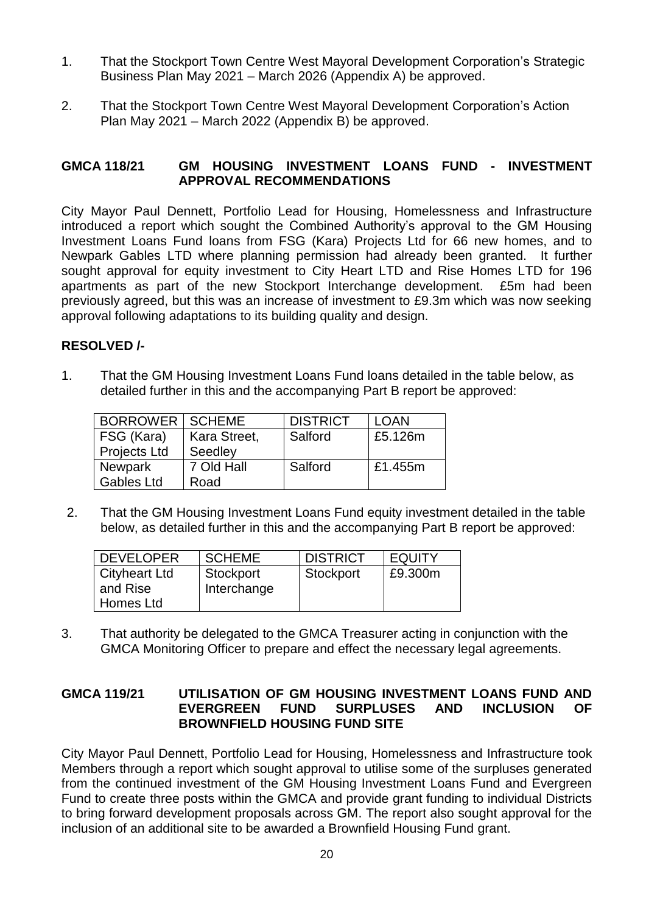1. That the Stockport Town Centre West Mayoral Development Corporation's Strategic Business Plan May 2021 – March 2026 (Appendix A) be approved.

2. That the Stockport Town Centre West Mayoral Development Corporation's Action Plan May 2021 – March 2022 (Appendix B) be approved.

### GMCA 118/21 GM HOUSING INVESTMENT LOANS FUND - INVESTMENT APPROVAL RECOMMENDATIONS

City Mayor Paul Dennett, Portfolio Lead for Housing, Homelessness and Infrastructure introduced a report which sought the Combined Authority's approval to the GM Housing Investment Loans Fund loans from FSG (Kara) Projects Ltd for 66 new homes, and to Newpark Gables LTD where planning permission had already been granted. It further sought approval for equity investment to City Heart LTD and Rise Homes LTD for 196 apartments as part of the new Stockport Interchange development. £5m had been previously agreed, but this was an increase of investment to £9.3m which was now seeking approval following adaptations to its building quality and design.

**RESOLVED /-**

1. That the GM Housing Investment Loans Fund loans detailed in the table below, as detailed further in this and the accompanying Part B report be approved:

| BORROWER | SCHEME | DISTRICT | LOAN |
|---|---|---|---|
| FSG (Kara) Projects Ltd | Kara Street, Seedley | Salford | £5.126m |
| Newpark Gables Ltd | 7 Old Hall Road | Salford | £1.455m |

2. That the GM Housing Investment Loans Fund equity investment detailed in the table below, as detailed further in this and the accompanying Part B report be approved:

| DEVELOPER | SCHEME | DISTRICT | EQUITY |
|---|---|---|---|
| Cityheart Ltd and Rise Homes Ltd | Stockport Interchange | Stockport | £9.300m |

3. That authority be delegated to the GMCA Treasurer acting in conjunction with the GMCA Monitoring Officer to prepare and effect the necessary legal agreements.

### GMCA 119/21 UTILISATION OF GM HOUSING INVESTMENT LOANS FUND AND EVERGREEN FUND SURPLUSES AND INCLUSION OF BROWNFIELD HOUSING FUND SITE

City Mayor Paul Dennett, Portfolio Lead for Housing, Homelessness and Infrastructure took Members through a report which sought approval to utilise some of the surpluses generated from the continued investment of the GM Housing Investment Loans Fund and Evergreen Fund to create three posts within the GMCA and provide grant funding to individual Districts to bring forward development proposals across GM. The report also sought approval for the inclusion of an additional site to be awarded a Brownfield Housing Fund grant.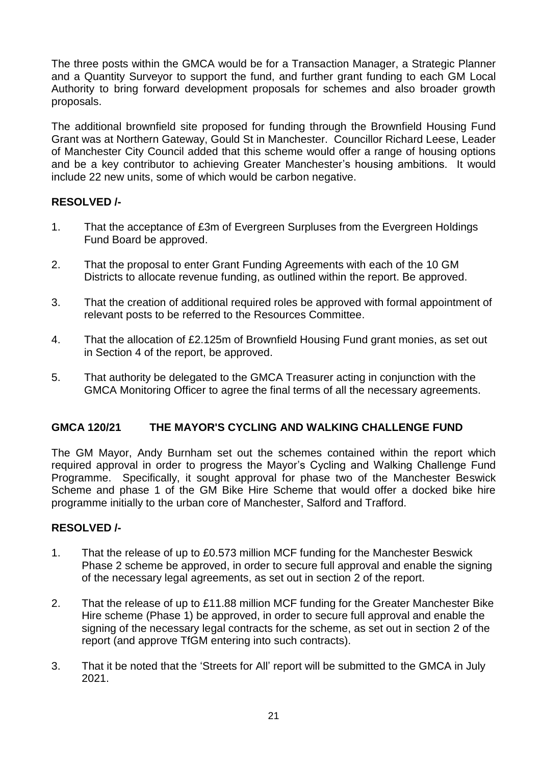The three posts within the GMCA would be for a Transaction Manager, a Strategic Planner and a Quantity Surveyor to support the fund, and further grant funding to each GM Local Authority to bring forward development proposals for schemes and also broader growth proposals.

The additional brownfield site proposed for funding through the Brownfield Housing Fund Grant was at Northern Gateway, Gould St in Manchester. Councillor Richard Leese, Leader of Manchester City Council added that this scheme would offer a range of housing options and be a key contributor to achieving Greater Manchester's housing ambitions. It would include 22 new units, some of which would be carbon negative.

**RESOLVED /-**

1. That the acceptance of £3m of Evergreen Surpluses from the Evergreen Holdings Fund Board be approved.
2. That the proposal to enter Grant Funding Agreements with each of the 10 GM Districts to allocate revenue funding, as outlined within the report. Be approved.
3. That the creation of additional required roles be approved with formal appointment of relevant posts to be referred to the Resources Committee.
4. That the allocation of £2.125m of Brownfield Housing Fund grant monies, as set out in Section 4 of the report, be approved.
5. That authority be delegated to the GMCA Treasurer acting in conjunction with the GMCA Monitoring Officer to agree the final terms of all the necessary agreements.

## GMCA 120/21 THE MAYOR'S CYCLING AND WALKING CHALLENGE FUND

The GM Mayor, Andy Burnham set out the schemes contained within the report which required approval in order to progress the Mayor's Cycling and Walking Challenge Fund Programme. Specifically, it sought approval for phase two of the Manchester Beswick Scheme and phase 1 of the GM Bike Hire Scheme that would offer a docked bike hire programme initially to the urban core of Manchester, Salford and Trafford.

**RESOLVED /-**

1. That the release of up to £0.573 million MCF funding for the Manchester Beswick Phase 2 scheme be approved, in order to secure full approval and enable the signing of the necessary legal agreements, as set out in section 2 of the report.
2. That the release of up to £11.88 million MCF funding for the Greater Manchester Bike Hire scheme (Phase 1) be approved, in order to secure full approval and enable the signing of the necessary legal contracts for the scheme, as set out in section 2 of the report (and approve TfGM entering into such contracts).
3. That it be noted that the 'Streets for All' report will be submitted to the GMCA in July 2021.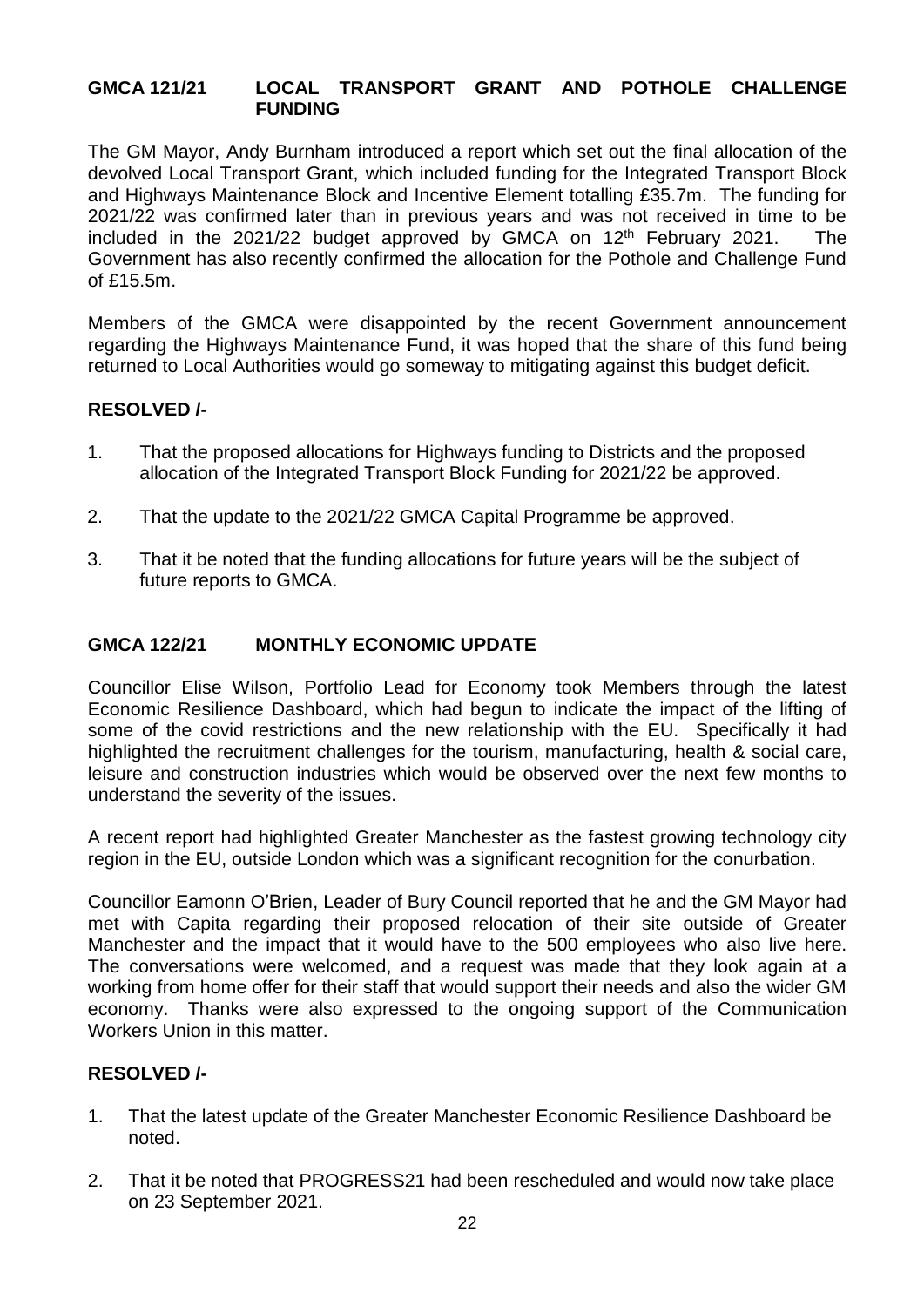### GMCA 121/21 LOCAL TRANSPORT GRANT AND POTHOLE CHALLENGE FUNDING

The GM Mayor, Andy Burnham introduced a report which set out the final allocation of the devolved Local Transport Grant, which included funding for the Integrated Transport Block and Highways Maintenance Block and Incentive Element totalling £35.7m. The funding for 2021/22 was confirmed later than in previous years and was not received in time to be included in the 2021/22 budget approved by GMCA on 12th February 2021. The Government has also recently confirmed the allocation for the Pothole and Challenge Fund of £15.5m.

Members of the GMCA were disappointed by the recent Government announcement regarding the Highways Maintenance Fund, it was hoped that the share of this fund being returned to Local Authorities would go someway to mitigating against this budget deficit.

**RESOLVED /-**

1. That the proposed allocations for Highways funding to Districts and the proposed allocation of the Integrated Transport Block Funding for 2021/22 be approved.
2. That the update to the 2021/22 GMCA Capital Programme be approved.
3. That it be noted that the funding allocations for future years will be the subject of future reports to GMCA.

### GMCA 122/21 MONTHLY ECONOMIC UPDATE

Councillor Elise Wilson, Portfolio Lead for Economy took Members through the latest Economic Resilience Dashboard, which had begun to indicate the impact of the lifting of some of the covid restrictions and the new relationship with the EU. Specifically it had highlighted the recruitment challenges for the tourism, manufacturing, health & social care, leisure and construction industries which would be observed over the next few months to understand the severity of the issues.

A recent report had highlighted Greater Manchester as the fastest growing technology city region in the EU, outside London which was a significant recognition for the conurbation.

Councillor Eamonn O'Brien, Leader of Bury Council reported that he and the GM Mayor had met with Capita regarding their proposed relocation of their site outside of Greater Manchester and the impact that it would have to the 500 employees who also live here. The conversations were welcomed, and a request was made that they look again at a working from home offer for their staff that would support their needs and also the wider GM economy. Thanks were also expressed to the ongoing support of the Communication Workers Union in this matter.

**RESOLVED /-**

1. That the latest update of the Greater Manchester Economic Resilience Dashboard be noted.
2. That it be noted that PROGRESS21 had been rescheduled and would now take place on 23 September 2021.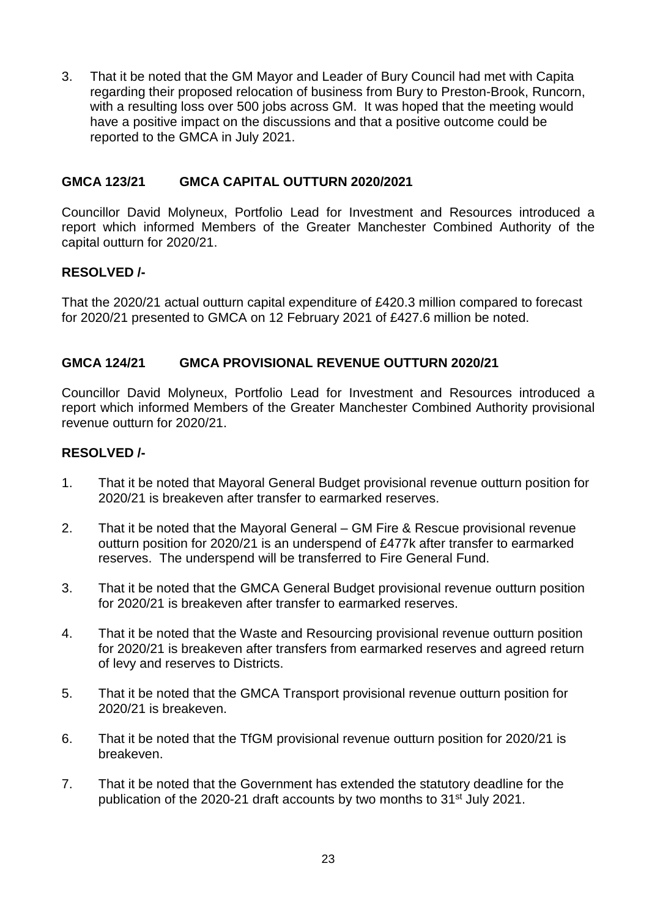3. That it be noted that the GM Mayor and Leader of Bury Council had met with Capita regarding their proposed relocation of business from Bury to Preston-Brook, Runcorn, with a resulting loss over 500 jobs across GM. It was hoped that the meeting would have a positive impact on the discussions and that a positive outcome could be reported to the GMCA in July 2021.

**GMCA 123/21 GMCA CAPITAL OUTTURN 2020/2021**

Councillor David Molyneux, Portfolio Lead for Investment and Resources introduced a report which informed Members of the Greater Manchester Combined Authority of the capital outturn for 2020/21.

**RESOLVED /-**

That the 2020/21 actual outturn capital expenditure of £420.3 million compared to forecast for 2020/21 presented to GMCA on 12 February 2021 of £427.6 million be noted.

**GMCA 124/21 GMCA PROVISIONAL REVENUE OUTTURN 2020/21**

Councillor David Molyneux, Portfolio Lead for Investment and Resources introduced a report which informed Members of the Greater Manchester Combined Authority provisional revenue outturn for 2020/21.

**RESOLVED /-**

1. That it be noted that Mayoral General Budget provisional revenue outturn position for 2020/21 is breakeven after transfer to earmarked reserves.

2. That it be noted that the Mayoral General – GM Fire & Rescue provisional revenue outturn position for 2020/21 is an underspend of £477k after transfer to earmarked reserves. The underspend will be transferred to Fire General Fund.

3. That it be noted that the GMCA General Budget provisional revenue outturn position for 2020/21 is breakeven after transfer to earmarked reserves.

4. That it be noted that the Waste and Resourcing provisional revenue outturn position for 2020/21 is breakeven after transfers from earmarked reserves and agreed return of levy and reserves to Districts.

5. That it be noted that the GMCA Transport provisional revenue outturn position for 2020/21 is breakeven.

6. That it be noted that the TfGM provisional revenue outturn position for 2020/21 is breakeven.

7. That it be noted that the Government has extended the statutory deadline for the publication of the 2020-21 draft accounts by two months to 31st July 2021.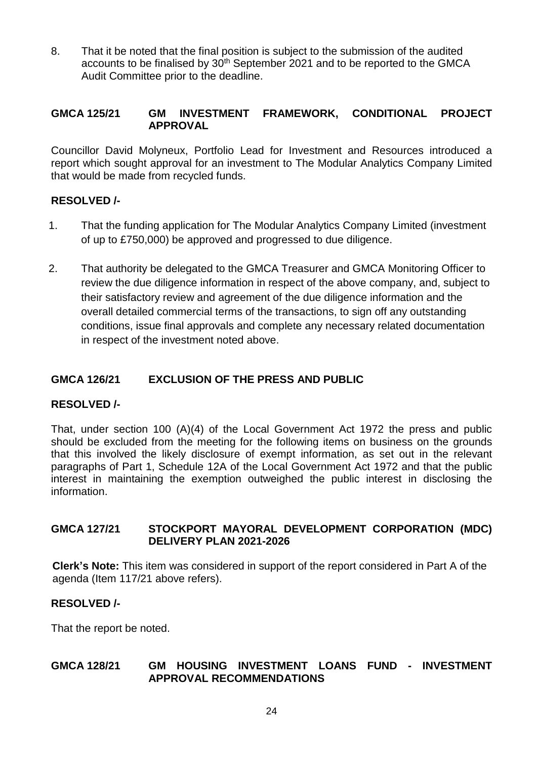8. That it be noted that the final position is subject to the submission of the audited accounts to be finalised by 30th September 2021 and to be reported to the GMCA Audit Committee prior to the deadline.

## GMCA 125/21 GM INVESTMENT FRAMEWORK, CONDITIONAL PROJECT APPROVAL

Councillor David Molyneux, Portfolio Lead for Investment and Resources introduced a report which sought approval for an investment to The Modular Analytics Company Limited that would be made from recycled funds.

**RESOLVED /-**

1. That the funding application for The Modular Analytics Company Limited (investment of up to £750,000) be approved and progressed to due diligence.
2. That authority be delegated to the GMCA Treasurer and GMCA Monitoring Officer to review the due diligence information in respect of the above company, and, subject to their satisfactory review and agreement of the due diligence information and the overall detailed commercial terms of the transactions, to sign off any outstanding conditions, issue final approvals and complete any necessary related documentation in respect of the investment noted above.

## GMCA 126/21 EXCLUSION OF THE PRESS AND PUBLIC

**RESOLVED /-**

That, under section 100 (A)(4) of the Local Government Act 1972 the press and public should be excluded from the meeting for the following items on business on the grounds that this involved the likely disclosure of exempt information, as set out in the relevant paragraphs of Part 1, Schedule 12A of the Local Government Act 1972 and that the public interest in maintaining the exemption outweighed the public interest in disclosing the information.

## GMCA 127/21 STOCKPORT MAYORAL DEVELOPMENT CORPORATION (MDC) DELIVERY PLAN 2021-2026

**Clerk's Note:** This item was considered in support of the report considered in Part A of the agenda (Item 117/21 above refers).

**RESOLVED /-**

That the report be noted.

## GMCA 128/21 GM HOUSING INVESTMENT LOANS FUND - INVESTMENT APPROVAL RECOMMENDATIONS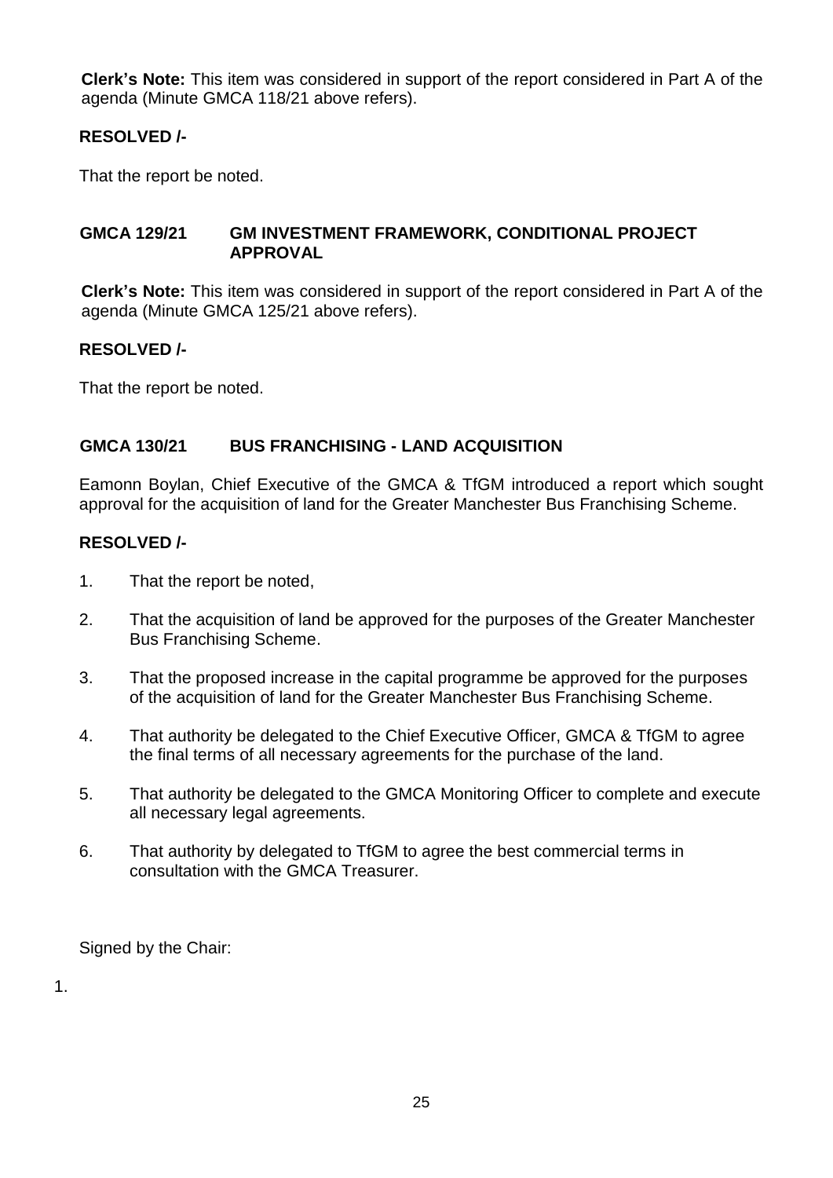**Clerk's Note:** This item was considered in support of the report considered in Part A of the agenda (Minute GMCA 118/21 above refers).

**RESOLVED /-**

That the report be noted.

### GMCA 129/21 GM INVESTMENT FRAMEWORK, CONDITIONAL PROJECT APPROVAL

**Clerk's Note:** This item was considered in support of the report considered in Part A of the agenda (Minute GMCA 125/21 above refers).

**RESOLVED /-**

That the report be noted.

### GMCA 130/21 BUS FRANCHISING - LAND ACQUISITION

Eamonn Boylan, Chief Executive of the GMCA & TfGM introduced a report which sought approval for the acquisition of land for the Greater Manchester Bus Franchising Scheme.

**RESOLVED /-**

1. That the report be noted,
2. That the acquisition of land be approved for the purposes of the Greater Manchester Bus Franchising Scheme.
3. That the proposed increase in the capital programme be approved for the purposes of the acquisition of land for the Greater Manchester Bus Franchising Scheme.
4. That authority be delegated to the Chief Executive Officer, GMCA & TfGM to agree the final terms of all necessary agreements for the purchase of the land.
5. That authority be delegated to the GMCA Monitoring Officer to complete and execute all necessary legal agreements.
6. That authority by delegated to TfGM to agree the best commercial terms in consultation with the GMCA Treasurer.

Signed by the Chair:

1.